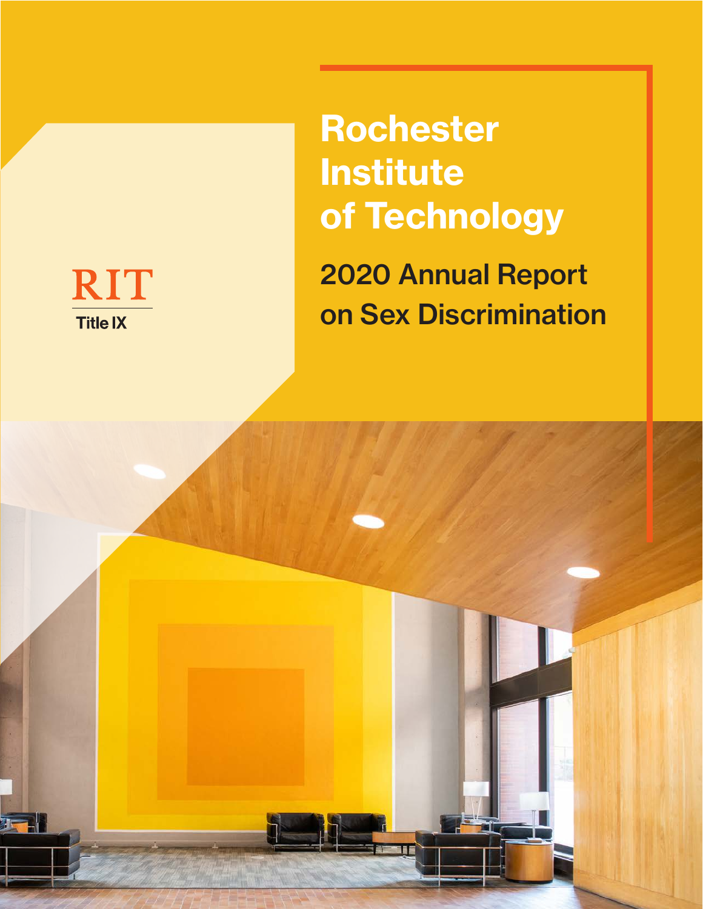RIT

Title IX

# Rochester Institute of Technology

## 2020 Annual Report on Sex Discrimination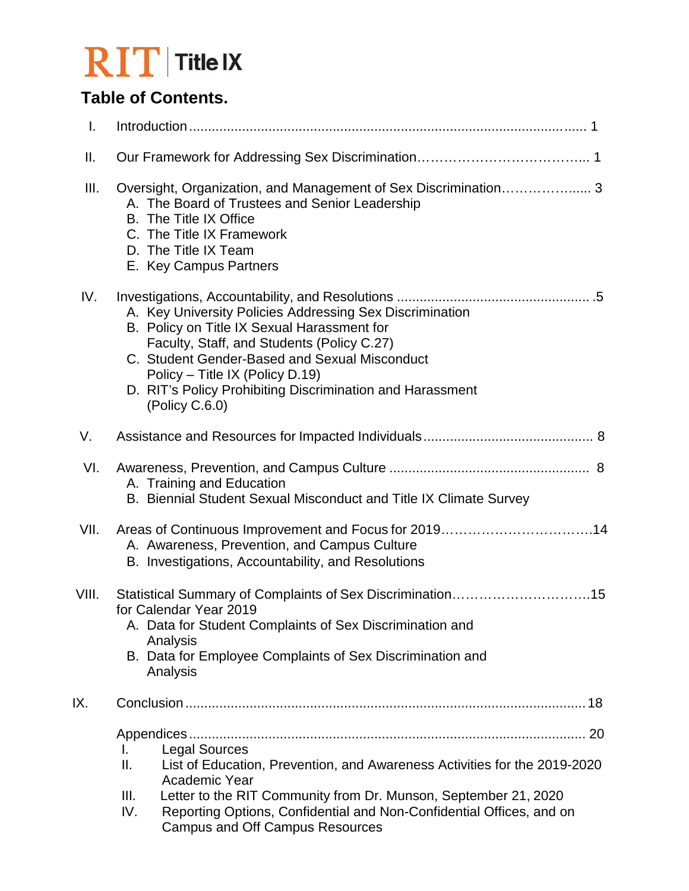RIT | Title IX

## Table of Contents.

I. Introduction ........................................................................................................ 1

II. Our Framework for Addressing Sex Discrimination………………………………... 1

III. Oversight, Organization, and Management of Sex Discrimination………………... 3
   - A. The Board of Trustees and Senior Leadership
   - B. The Title IX Office
   - C. The Title IX Framework
   - D. The Title IX Team
   - E. Key Campus Partners

IV. Investigations, Accountability, and Resolutions .................................................. .5
   - A. Key University Policies Addressing Sex Discrimination
   - B. Policy on Title IX Sexual Harassment for Faculty, Staff, and Students (Policy C.27)
   - C. Student Gender-Based and Sexual Misconduct Policy – Title IX (Policy D.19)
   - D. RIT's Policy Prohibiting Discrimination and Harassment (Policy C.6.0)

V. Assistance and Resources for Impacted Individuals ............................................ 8

VI. Awareness, Prevention, and Campus Culture .................................................... 8
   - A. Training and Education
   - B. Biennial Student Sexual Misconduct and Title IX Climate Survey

VII. Areas of Continuous Improvement and Focus for 2019…………………………….14
   - A. Awareness, Prevention, and Campus Culture
   - B. Investigations, Accountability, and Resolutions

VIII. Statistical Summary of Complaints of Sex Discrimination…………………………15 for Calendar Year 2019
   - A. Data for Student Complaints of Sex Discrimination and Analysis
   - B. Data for Employee Complaints of Sex Discrimination and Analysis

IX. Conclusion .......................................................................................................... 18

Appendices ............................................................................................................ 20
   - I. Legal Sources
   - II. List of Education, Prevention, and Awareness Activities for the 2019-2020 Academic Year
   - III. Letter to the RIT Community from Dr. Munson, September 21, 2020
   - IV. Reporting Options, Confidential and Non-Confidential Offices, and on Campus and Off Campus Resources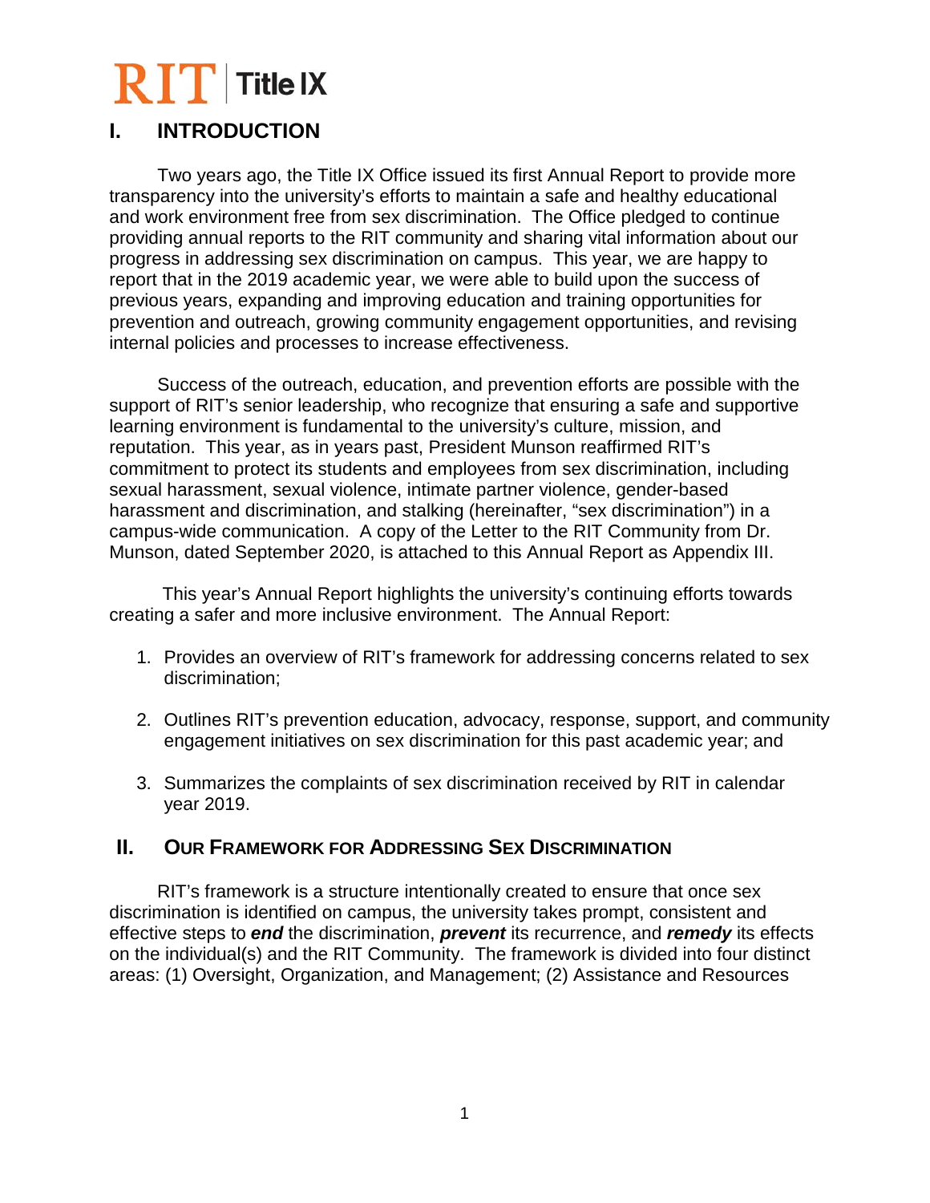# I. INTRODUCTION

Two years ago, the Title IX Office issued its first Annual Report to provide more transparency into the university's efforts to maintain a safe and healthy educational and work environment free from sex discrimination. The Office pledged to continue providing annual reports to the RIT community and sharing vital information about our progress in addressing sex discrimination on campus. This year, we are happy to report that in the 2019 academic year, we were able to build upon the success of previous years, expanding and improving education and training opportunities for prevention and outreach, growing community engagement opportunities, and revising internal policies and processes to increase effectiveness.

Success of the outreach, education, and prevention efforts are possible with the support of RIT's senior leadership, who recognize that ensuring a safe and supportive learning environment is fundamental to the university's culture, mission, and reputation. This year, as in years past, President Munson reaffirmed RIT's commitment to protect its students and employees from sex discrimination, including sexual harassment, sexual violence, intimate partner violence, gender-based harassment and discrimination, and stalking (hereinafter, "sex discrimination") in a campus-wide communication. A copy of the Letter to the RIT Community from Dr. Munson, dated September 2020, is attached to this Annual Report as Appendix III.

This year's Annual Report highlights the university's continuing efforts towards creating a safer and more inclusive environment. The Annual Report:

1. Provides an overview of RIT's framework for addressing concerns related to sex discrimination;
2. Outlines RIT's prevention education, advocacy, response, support, and community engagement initiatives on sex discrimination for this past academic year; and
3. Summarizes the complaints of sex discrimination received by RIT in calendar year 2019.

# II. OUR FRAMEWORK FOR ADDRESSING SEX DISCRIMINATION

RIT's framework is a structure intentionally created to ensure that once sex discrimination is identified on campus, the university takes prompt, consistent and effective steps to ***end*** the discrimination, ***prevent*** its recurrence, and ***remedy*** its effects on the individual(s) and the RIT Community. The framework is divided into four distinct areas: (1) Oversight, Organization, and Management; (2) Assistance and Resources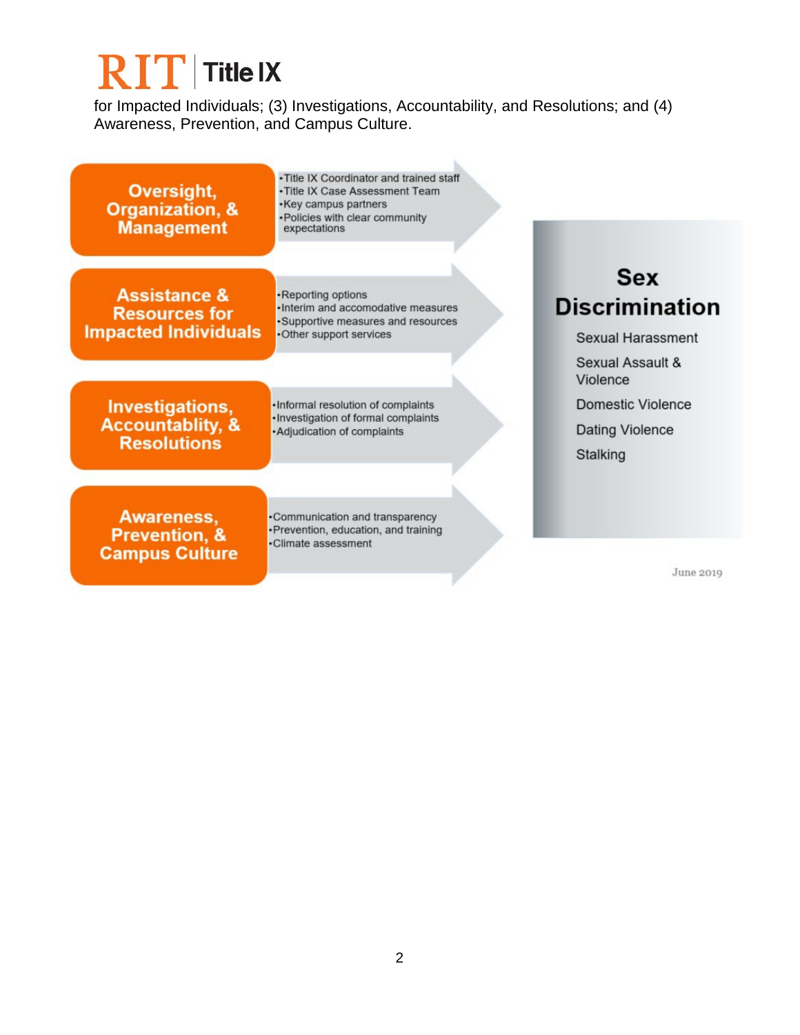for Impacted Individuals; (3) Investigations, Accountability, and Resolutions; and (4) Awareness, Prevention, and Campus Culture.

**Oversight, Organization, & Management**

- Title IX Coordinator and trained staff
- Title IX Case Assessment Team
- Key campus partners
- Policies with clear community expectations

**Assistance & Resources for Impacted Individuals**

- Reporting options
- Interim and accomodative measures
- Supportive measures and resources
- Other support services

**Investigations, Accountablity, & Resolutions**

- Informal resolution of complaints
- Investigation of formal complaints
- Adjudication of complaints

**Awareness, Prevention, & Campus Culture**

- Communication and transparency
- Prevention, education, and training
- Climate assessment

**Sex Discrimination**

- Sexual Harassment
- Sexual Assault & Violence
- Domestic Violence
- Dating Violence
- Stalking

June 2019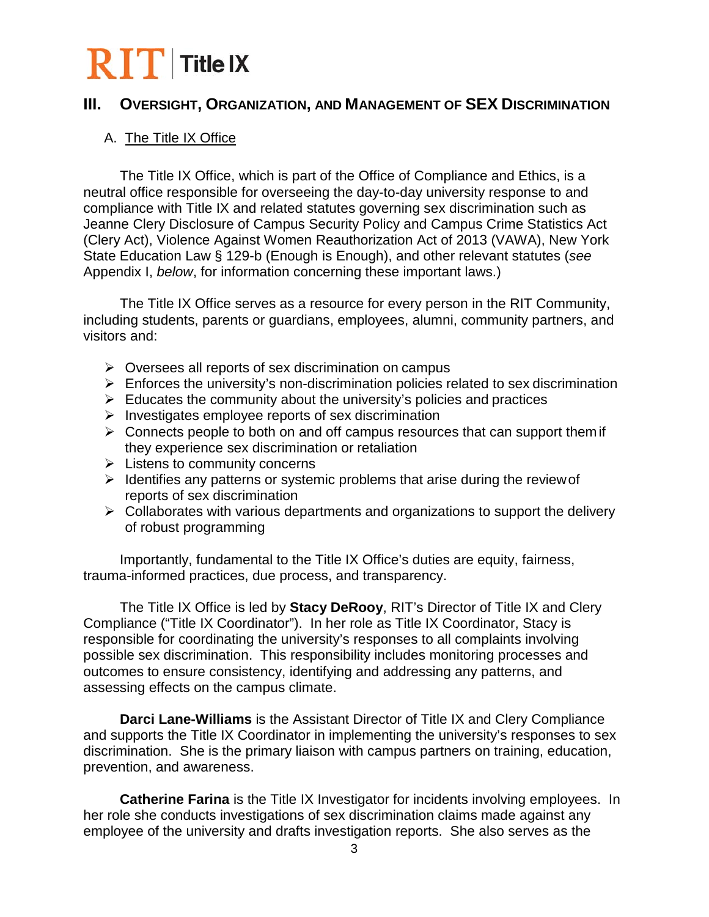## III. Oversight, Organization, and Management of SEX Discrimination

### A. The Title IX Office

The Title IX Office, which is part of the Office of Compliance and Ethics, is a neutral office responsible for overseeing the day-to-day university response to and compliance with Title IX and related statutes governing sex discrimination such as Jeanne Clery Disclosure of Campus Security Policy and Campus Crime Statistics Act (Clery Act), Violence Against Women Reauthorization Act of 2013 (VAWA), New York State Education Law § 129-b (Enough is Enough), and other relevant statutes (*see* Appendix I, *below*, for information concerning these important laws.)

The Title IX Office serves as a resource for every person in the RIT Community, including students, parents or guardians, employees, alumni, community partners, and visitors and:

- Oversees all reports of sex discrimination on campus
- Enforces the university's non-discrimination policies related to sex discrimination
- Educates the community about the university's policies and practices
- Investigates employee reports of sex discrimination
- Connects people to both on and off campus resources that can support them if they experience sex discrimination or retaliation
- Listens to community concerns
- Identifies any patterns or systemic problems that arise during the review of reports of sex discrimination
- Collaborates with various departments and organizations to support the delivery of robust programming

Importantly, fundamental to the Title IX Office's duties are equity, fairness, trauma-informed practices, due process, and transparency.

The Title IX Office is led by **Stacy DeRooy**, RIT's Director of Title IX and Clery Compliance ("Title IX Coordinator"). In her role as Title IX Coordinator, Stacy is responsible for coordinating the university's responses to all complaints involving possible sex discrimination. This responsibility includes monitoring processes and outcomes to ensure consistency, identifying and addressing any patterns, and assessing effects on the campus climate.

**Darci Lane-Williams** is the Assistant Director of Title IX and Clery Compliance and supports the Title IX Coordinator in implementing the university's responses to sex discrimination. She is the primary liaison with campus partners on training, education, prevention, and awareness.

**Catherine Farina** is the Title IX Investigator for incidents involving employees. In her role she conducts investigations of sex discrimination claims made against any employee of the university and drafts investigation reports. She also serves as the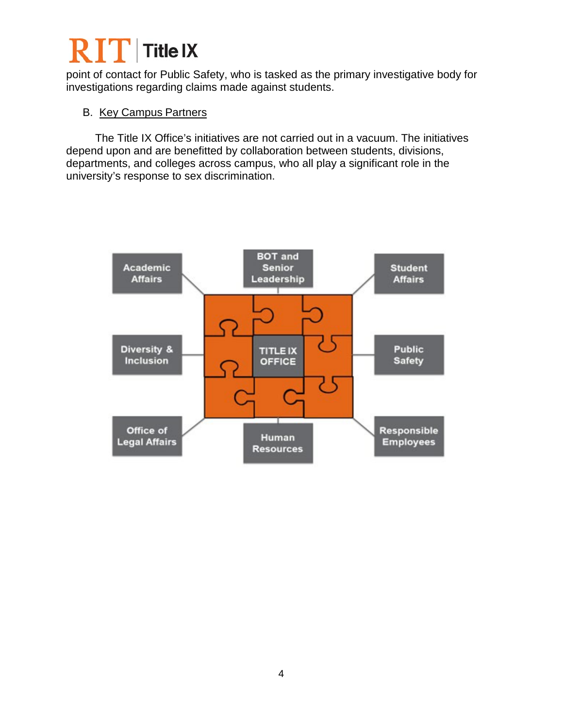point of contact for Public Safety, who is tasked as the primary investigative body for investigations regarding claims made against students.

B. Key Campus Partners

The Title IX Office's initiatives are not carried out in a vacuum. The initiatives depend upon and are benefitted by collaboration between students, divisions, departments, and colleges across campus, who all play a significant role in the university's response to sex discrimination.

Academic Affairs
BOT and Senior Leadership
Student Affairs
Diversity & Inclusion
TITLE IX OFFICE
Public Safety
Office of Legal Affairs
Human Resources
Responsible Employees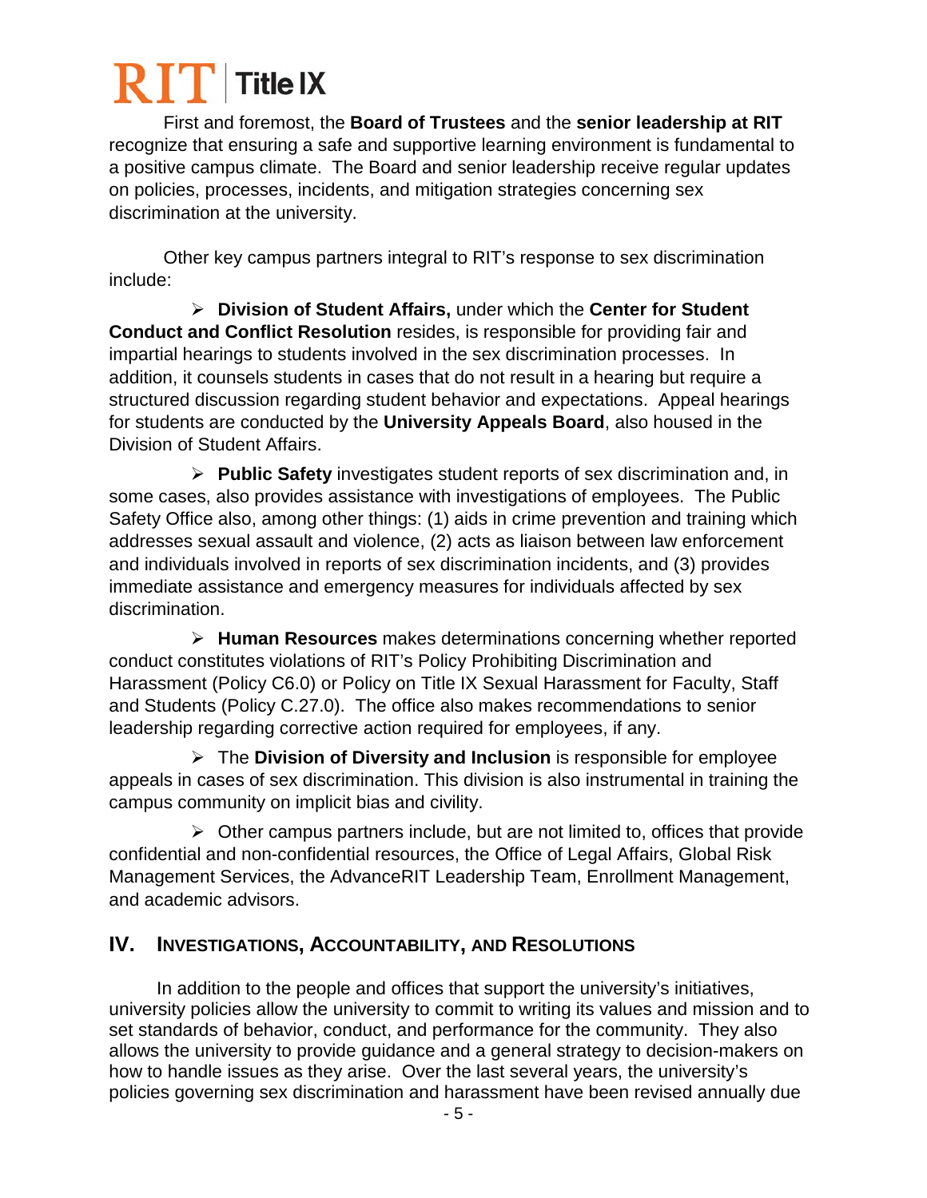First and foremost, the **Board of Trustees** and the **senior leadership at RIT** recognize that ensuring a safe and supportive learning environment is fundamental to a positive campus climate. The Board and senior leadership receive regular updates on policies, processes, incidents, and mitigation strategies concerning sex discrimination at the university.

Other key campus partners integral to RIT's response to sex discrimination include:

- **Division of Student Affairs,** under which the **Center for Student Conduct and Conflict Resolution** resides, is responsible for providing fair and impartial hearings to students involved in the sex discrimination processes. In addition, it counsels students in cases that do not result in a hearing but require a structured discussion regarding student behavior and expectations. Appeal hearings for students are conducted by the **University Appeals Board**, also housed in the Division of Student Affairs.

- **Public Safety** investigates student reports of sex discrimination and, in some cases, also provides assistance with investigations of employees. The Public Safety Office also, among other things: (1) aids in crime prevention and training which addresses sexual assault and violence, (2) acts as liaison between law enforcement and individuals involved in reports of sex discrimination incidents, and (3) provides immediate assistance and emergency measures for individuals affected by sex discrimination.

- **Human Resources** makes determinations concerning whether reported conduct constitutes violations of RIT's Policy Prohibiting Discrimination and Harassment (Policy C6.0) or Policy on Title IX Sexual Harassment for Faculty, Staff and Students (Policy C.27.0). The office also makes recommendations to senior leadership regarding corrective action required for employees, if any.

- The **Division of Diversity and Inclusion** is responsible for employee appeals in cases of sex discrimination. This division is also instrumental in training the campus community on implicit bias and civility.

- Other campus partners include, but are not limited to, offices that provide confidential and non-confidential resources, the Office of Legal Affairs, Global Risk Management Services, the AdvanceRIT Leadership Team, Enrollment Management, and academic advisors.

## IV. Investigations, Accountability, and Resolutions

In addition to the people and offices that support the university's initiatives, university policies allow the university to commit to writing its values and mission and to set standards of behavior, conduct, and performance for the community. They also allows the university to provide guidance and a general strategy to decision-makers on how to handle issues as they arise. Over the last several years, the university's policies governing sex discrimination and harassment have been revised annually due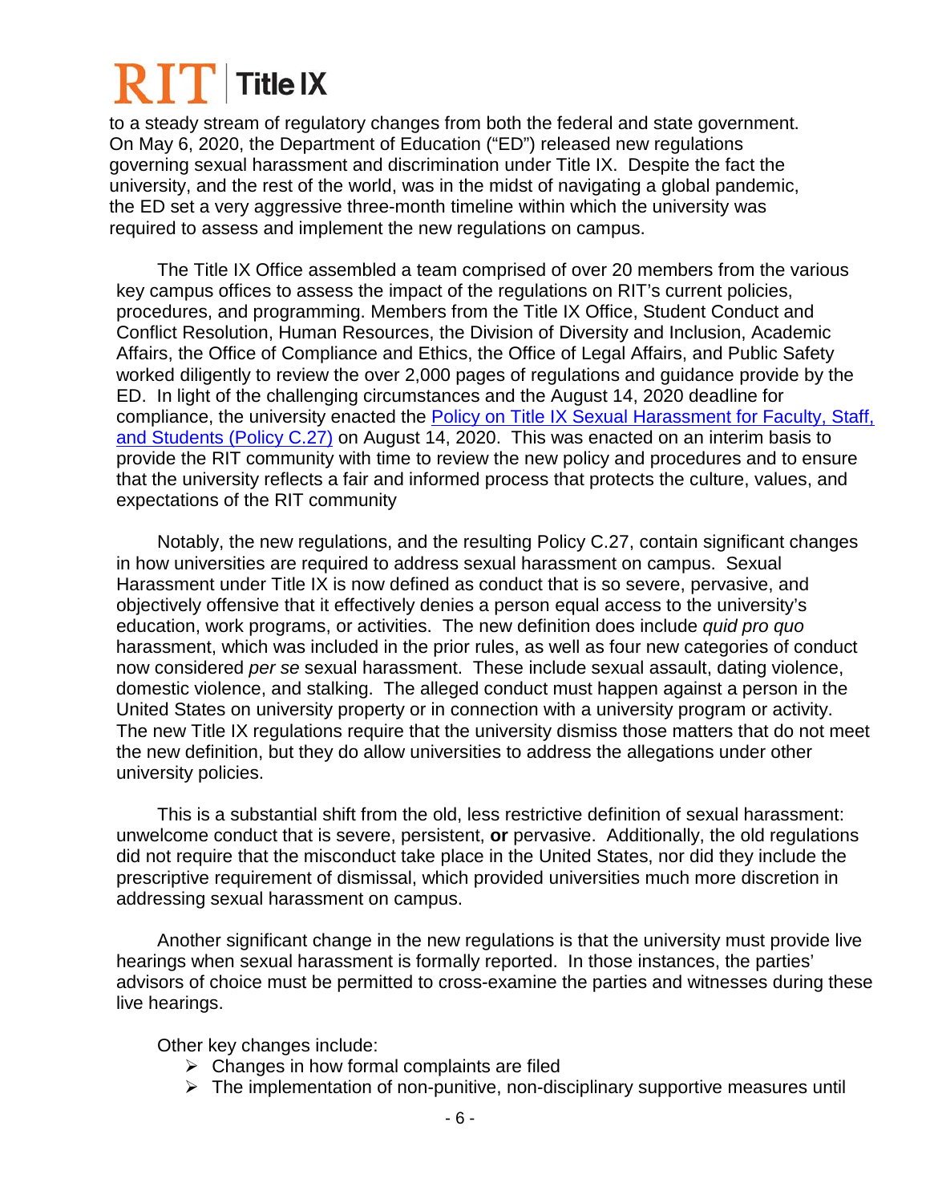to a steady stream of regulatory changes from both the federal and state government. On May 6, 2020, the Department of Education ("ED") released new regulations governing sexual harassment and discrimination under Title IX. Despite the fact the university, and the rest of the world, was in the midst of navigating a global pandemic, the ED set a very aggressive three-month timeline within which the university was required to assess and implement the new regulations on campus.

The Title IX Office assembled a team comprised of over 20 members from the various key campus offices to assess the impact of the regulations on RIT's current policies, procedures, and programming. Members from the Title IX Office, Student Conduct and Conflict Resolution, Human Resources, the Division of Diversity and Inclusion, Academic Affairs, the Office of Compliance and Ethics, the Office of Legal Affairs, and Public Safety worked diligently to review the over 2,000 pages of regulations and guidance provide by the ED. In light of the challenging circumstances and the August 14, 2020 deadline for compliance, the university enacted the Policy on Title IX Sexual Harassment for Faculty, Staff, and Students (Policy C.27) on August 14, 2020. This was enacted on an interim basis to provide the RIT community with time to review the new policy and procedures and to ensure that the university reflects a fair and informed process that protects the culture, values, and expectations of the RIT community

Notably, the new regulations, and the resulting Policy C.27, contain significant changes in how universities are required to address sexual harassment on campus. Sexual Harassment under Title IX is now defined as conduct that is so severe, pervasive, and objectively offensive that it effectively denies a person equal access to the university's education, work programs, or activities. The new definition does include *quid pro quo* harassment, which was included in the prior rules, as well as four new categories of conduct now considered *per se* sexual harassment. These include sexual assault, dating violence, domestic violence, and stalking. The alleged conduct must happen against a person in the United States on university property or in connection with a university program or activity. The new Title IX regulations require that the university dismiss those matters that do not meet the new definition, but they do allow universities to address the allegations under other university policies.

This is a substantial shift from the old, less restrictive definition of sexual harassment: unwelcome conduct that is severe, persistent, **or** pervasive. Additionally, the old regulations did not require that the misconduct take place in the United States, nor did they include the prescriptive requirement of dismissal, which provided universities much more discretion in addressing sexual harassment on campus.

Another significant change in the new regulations is that the university must provide live hearings when sexual harassment is formally reported. In those instances, the parties' advisors of choice must be permitted to cross-examine the parties and witnesses during these live hearings.

Other key changes include:

- Changes in how formal complaints are filed
- The implementation of non-punitive, non-disciplinary supportive measures until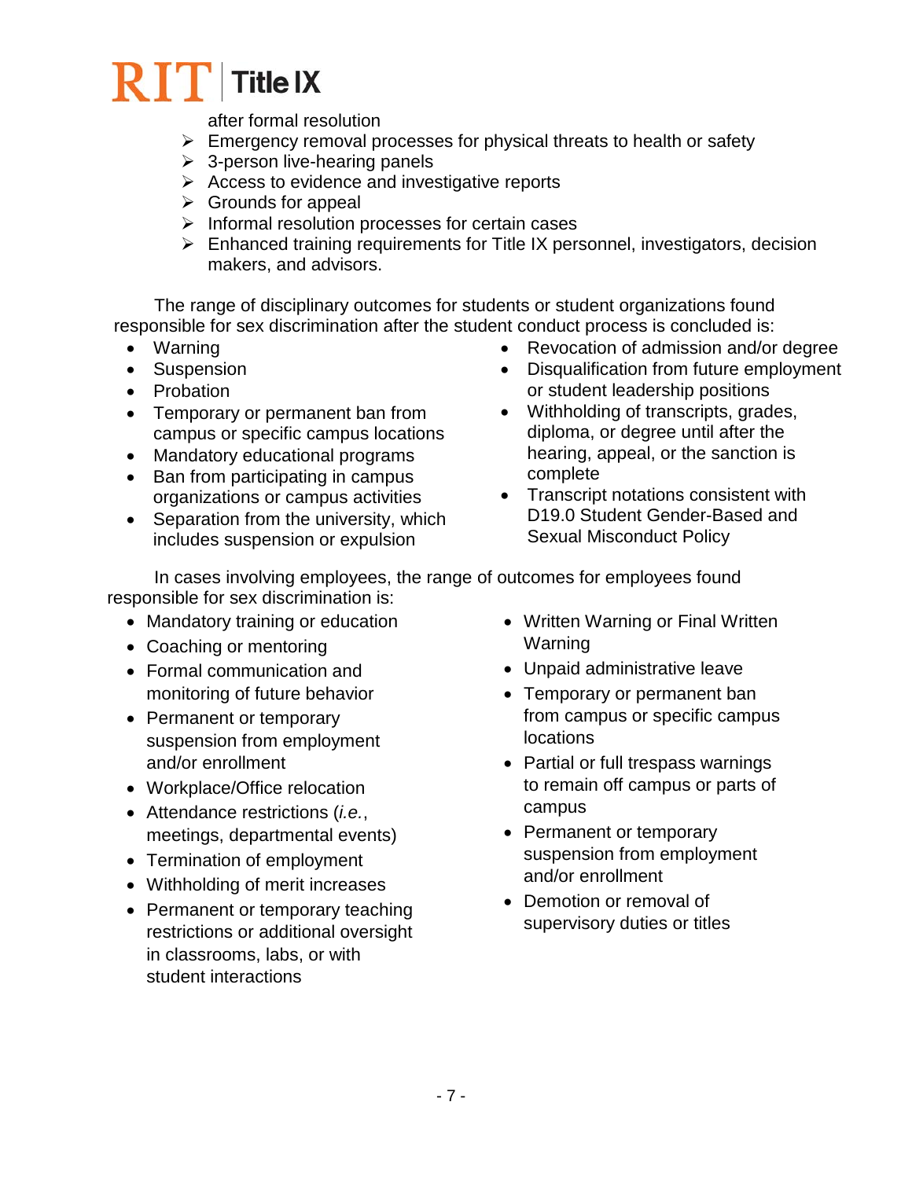after formal resolution

- Emergency removal processes for physical threats to health or safety
- 3-person live-hearing panels
- Access to evidence and investigative reports
- Grounds for appeal
- Informal resolution processes for certain cases
- Enhanced training requirements for Title IX personnel, investigators, decision makers, and advisors.

The range of disciplinary outcomes for students or student organizations found responsible for sex discrimination after the student conduct process is concluded is:

- Warning
- Suspension
- Probation
- Temporary or permanent ban from campus or specific campus locations
- Mandatory educational programs
- Ban from participating in campus organizations or campus activities
- Separation from the university, which includes suspension or expulsion
- Revocation of admission and/or degree
- Disqualification from future employment or student leadership positions
- Withholding of transcripts, grades, diploma, or degree until after the hearing, appeal, or the sanction is complete
- Transcript notations consistent with D19.0 Student Gender-Based and Sexual Misconduct Policy

In cases involving employees, the range of outcomes for employees found responsible for sex discrimination is:

- Mandatory training or education
- Coaching or mentoring
- Formal communication and monitoring of future behavior
- Permanent or temporary suspension from employment and/or enrollment
- Workplace/Office relocation
- Attendance restrictions (*i.e.*, meetings, departmental events)
- Termination of employment
- Withholding of merit increases
- Permanent or temporary teaching restrictions or additional oversight in classrooms, labs, or with student interactions
- Written Warning or Final Written Warning
- Unpaid administrative leave
- Temporary or permanent ban from campus or specific campus locations
- Partial or full trespass warnings to remain off campus or parts of campus
- Permanent or temporary suspension from employment and/or enrollment
- Demotion or removal of supervisory duties or titles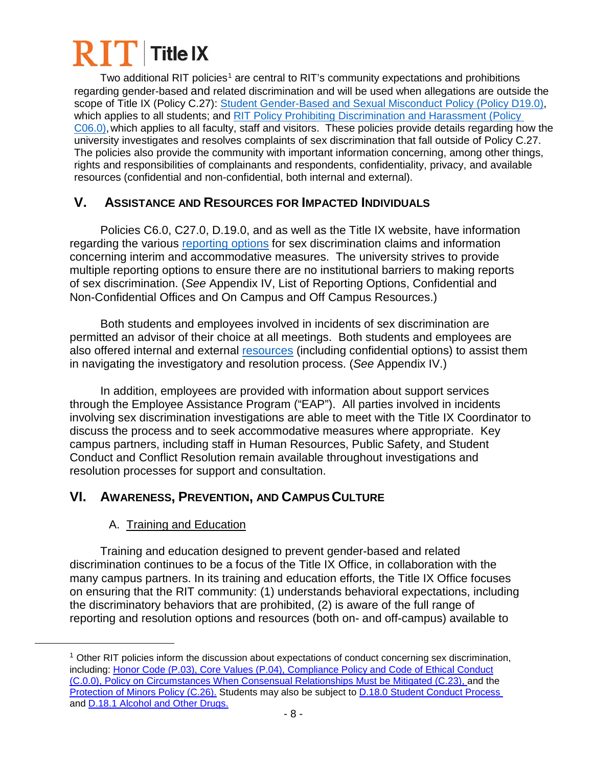Two additional RIT policies[1] are central to RIT's community expectations and prohibitions regarding gender-based and related discrimination and will be used when allegations are outside the scope of Title IX (Policy C.27): Student Gender-Based and Sexual Misconduct Policy (Policy D19.0), which applies to all students; and RIT Policy Prohibiting Discrimination and Harassment (Policy C06.0), which applies to all faculty, staff and visitors. These policies provide details regarding how the university investigates and resolves complaints of sex discrimination that fall outside of Policy C.27. The policies also provide the community with important information concerning, among other things, rights and responsibilities of complainants and respondents, confidentiality, privacy, and available resources (confidential and non-confidential, both internal and external).

## V. Assistance and Resources for Impacted Individuals

Policies C6.0, C27.0, D.19.0, and as well as the Title IX website, have information regarding the various reporting options for sex discrimination claims and information concerning interim and accommodative measures. The university strives to provide multiple reporting options to ensure there are no institutional barriers to making reports of sex discrimination. (*See* Appendix IV, List of Reporting Options, Confidential and Non-Confidential Offices and On Campus and Off Campus Resources.)

Both students and employees involved in incidents of sex discrimination are permitted an advisor of their choice at all meetings. Both students and employees are also offered internal and external resources (including confidential options) to assist them in navigating the investigatory and resolution process. (*See* Appendix IV.)

In addition, employees are provided with information about support services through the Employee Assistance Program ("EAP"). All parties involved in incidents involving sex discrimination investigations are able to meet with the Title IX Coordinator to discuss the process and to seek accommodative measures where appropriate. Key campus partners, including staff in Human Resources, Public Safety, and Student Conduct and Conflict Resolution remain available throughout investigations and resolution processes for support and consultation.

## VI. Awareness, Prevention, and Campus Culture

### A. Training and Education

Training and education designed to prevent gender-based and related discrimination continues to be a focus of the Title IX Office, in collaboration with the many campus partners. In its training and education efforts, the Title IX Office focuses on ensuring that the RIT community: (1) understands behavioral expectations, including the discriminatory behaviors that are prohibited, (2) is aware of the full range of reporting and resolution options and resources (both on- and off-campus) available to

---

[1] Other RIT policies inform the discussion about expectations of conduct concerning sex discrimination, including: Honor Code (P.03), Core Values (P.04), Compliance Policy and Code of Ethical Conduct (C.0.0), Policy on Circumstances When Consensual Relationships Must be Mitigated (C.23), and the Protection of Minors Policy (C.26). Students may also be subject to D.18.0 Student Conduct Process and D.18.1 Alcohol and Other Drugs.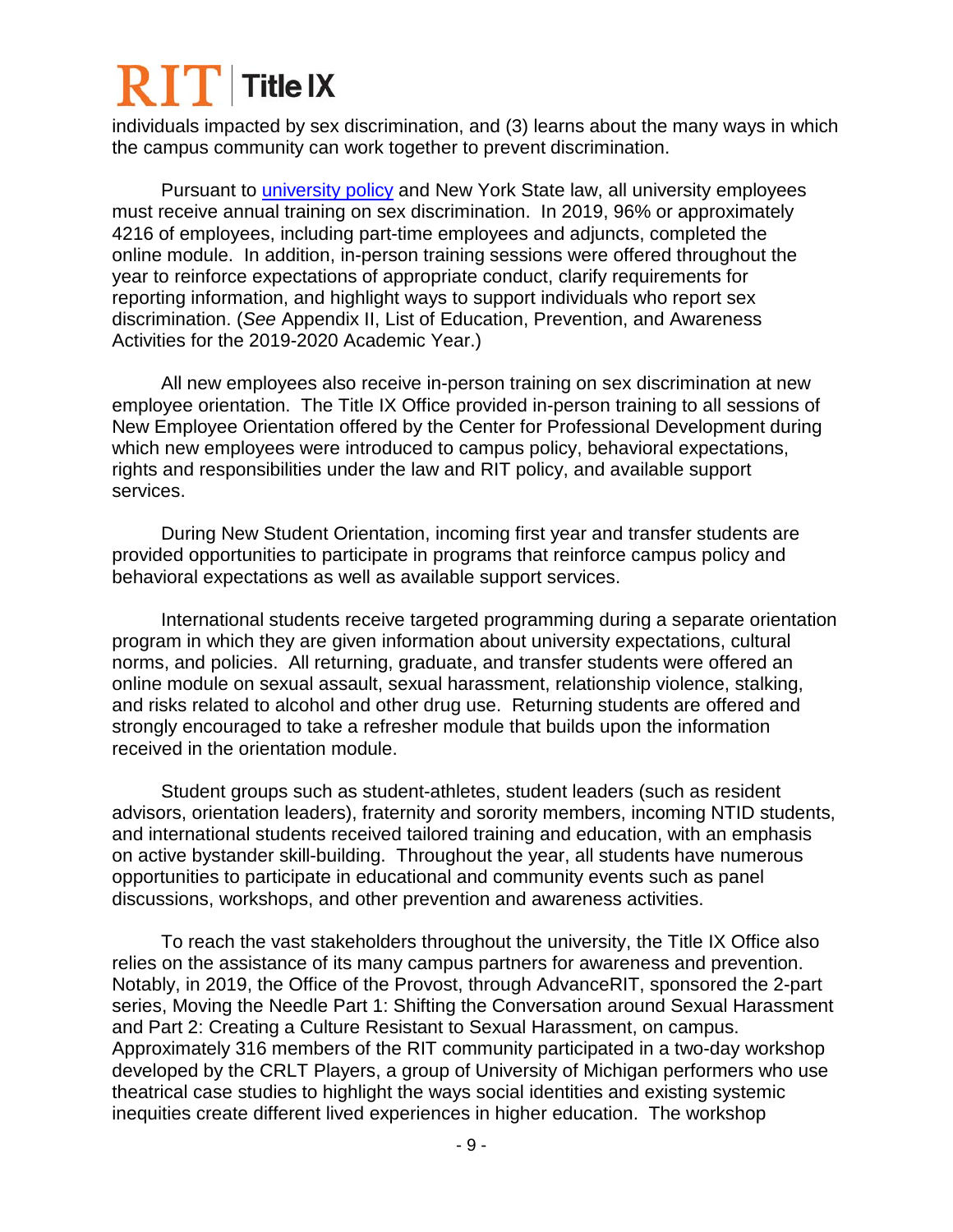individuals impacted by sex discrimination, and (3) learns about the many ways in which the campus community can work together to prevent discrimination.

Pursuant to [university policy](university policy) and New York State law, all university employees must receive annual training on sex discrimination. In 2019, 96% or approximately 4216 of employees, including part-time employees and adjuncts, completed the online module. In addition, in-person training sessions were offered throughout the year to reinforce expectations of appropriate conduct, clarify requirements for reporting information, and highlight ways to support individuals who report sex discrimination. (*See* Appendix II, List of Education, Prevention, and Awareness Activities for the 2019-2020 Academic Year.)

All new employees also receive in-person training on sex discrimination at new employee orientation. The Title IX Office provided in-person training to all sessions of New Employee Orientation offered by the Center for Professional Development during which new employees were introduced to campus policy, behavioral expectations, rights and responsibilities under the law and RIT policy, and available support services.

During New Student Orientation, incoming first year and transfer students are provided opportunities to participate in programs that reinforce campus policy and behavioral expectations as well as available support services.

International students receive targeted programming during a separate orientation program in which they are given information about university expectations, cultural norms, and policies. All returning, graduate, and transfer students were offered an online module on sexual assault, sexual harassment, relationship violence, stalking, and risks related to alcohol and other drug use. Returning students are offered and strongly encouraged to take a refresher module that builds upon the information received in the orientation module.

Student groups such as student-athletes, student leaders (such as resident advisors, orientation leaders), fraternity and sorority members, incoming NTID students, and international students received tailored training and education, with an emphasis on active bystander skill-building. Throughout the year, all students have numerous opportunities to participate in educational and community events such as panel discussions, workshops, and other prevention and awareness activities.

To reach the vast stakeholders throughout the university, the Title IX Office also relies on the assistance of its many campus partners for awareness and prevention. Notably, in 2019, the Office of the Provost, through AdvanceRIT, sponsored the 2-part series, Moving the Needle Part 1: Shifting the Conversation around Sexual Harassment and Part 2: Creating a Culture Resistant to Sexual Harassment, on campus. Approximately 316 members of the RIT community participated in a two-day workshop developed by the CRLT Players, a group of University of Michigan performers who use theatrical case studies to highlight the ways social identities and existing systemic inequities create different lived experiences in higher education. The workshop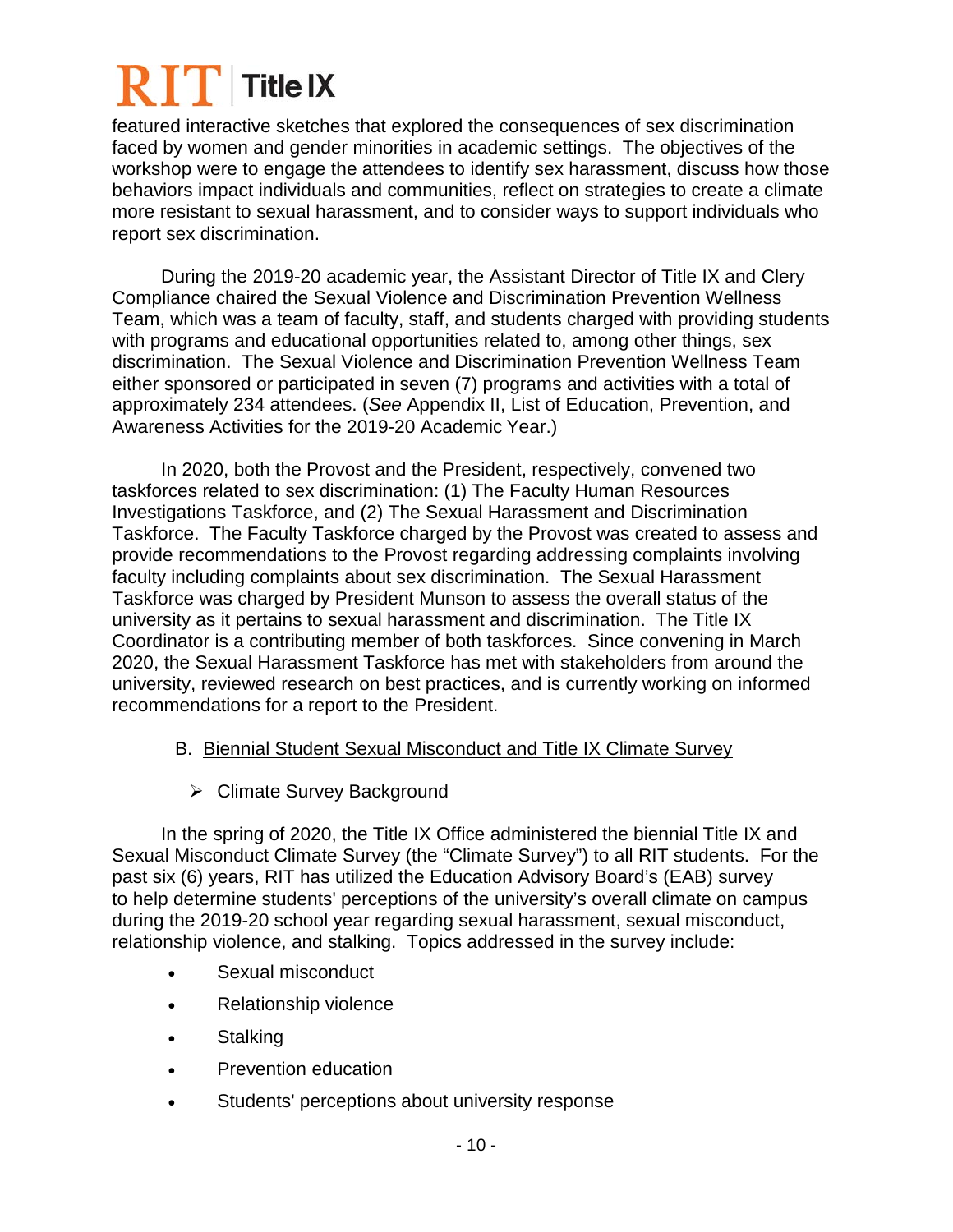featured interactive sketches that explored the consequences of sex discrimination faced by women and gender minorities in academic settings. The objectives of the workshop were to engage the attendees to identify sex harassment, discuss how those behaviors impact individuals and communities, reflect on strategies to create a climate more resistant to sexual harassment, and to consider ways to support individuals who report sex discrimination.

During the 2019-20 academic year, the Assistant Director of Title IX and Clery Compliance chaired the Sexual Violence and Discrimination Prevention Wellness Team, which was a team of faculty, staff, and students charged with providing students with programs and educational opportunities related to, among other things, sex discrimination. The Sexual Violence and Discrimination Prevention Wellness Team either sponsored or participated in seven (7) programs and activities with a total of approximately 234 attendees. (*See* Appendix II, List of Education, Prevention, and Awareness Activities for the 2019-20 Academic Year.)

In 2020, both the Provost and the President, respectively, convened two taskforces related to sex discrimination: (1) The Faculty Human Resources Investigations Taskforce, and (2) The Sexual Harassment and Discrimination Taskforce. The Faculty Taskforce charged by the Provost was created to assess and provide recommendations to the Provost regarding addressing complaints involving faculty including complaints about sex discrimination. The Sexual Harassment Taskforce was charged by President Munson to assess the overall status of the university as it pertains to sexual harassment and discrimination. The Title IX Coordinator is a contributing member of both taskforces. Since convening in March 2020, the Sexual Harassment Taskforce has met with stakeholders from around the university, reviewed research on best practices, and is currently working on informed recommendations for a report to the President.

B. Biennial Student Sexual Misconduct and Title IX Climate Survey

- Climate Survey Background

In the spring of 2020, the Title IX Office administered the biennial Title IX and Sexual Misconduct Climate Survey (the "Climate Survey") to all RIT students. For the past six (6) years, RIT has utilized the Education Advisory Board's (EAB) survey to help determine students' perceptions of the university's overall climate on campus during the 2019-20 school year regarding sexual harassment, sexual misconduct, relationship violence, and stalking. Topics addressed in the survey include:

- Sexual misconduct
- Relationship violence
- Stalking
- Prevention education
- Students' perceptions about university response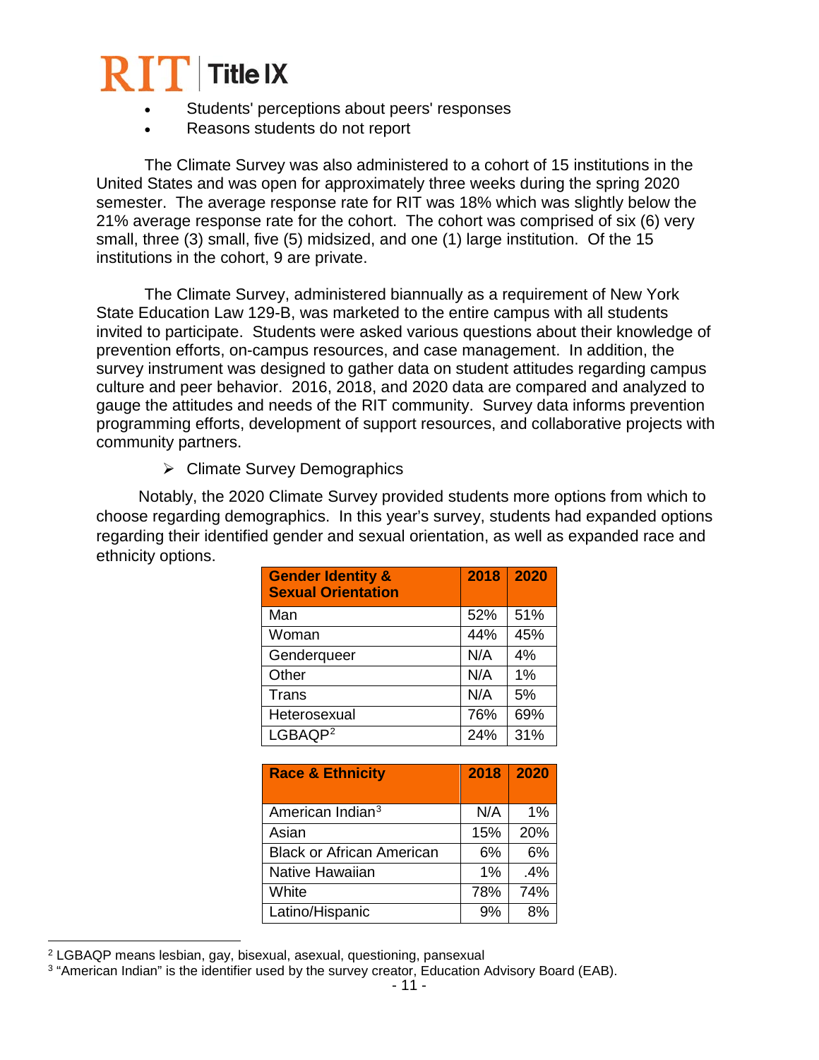- Students' perceptions about peers' responses
- Reasons students do not report

The Climate Survey was also administered to a cohort of 15 institutions in the United States and was open for approximately three weeks during the spring 2020 semester. The average response rate for RIT was 18% which was slightly below the 21% average response rate for the cohort. The cohort was comprised of six (6) very small, three (3) small, five (5) midsized, and one (1) large institution. Of the 15 institutions in the cohort, 9 are private.

The Climate Survey, administered biannually as a requirement of New York State Education Law 129-B, was marketed to the entire campus with all students invited to participate. Students were asked various questions about their knowledge of prevention efforts, on-campus resources, and case management. In addition, the survey instrument was designed to gather data on student attitudes regarding campus culture and peer behavior. 2016, 2018, and 2020 data are compared and analyzed to gauge the attitudes and needs of the RIT community. Survey data informs prevention programming efforts, development of support resources, and collaborative projects with community partners.

- Climate Survey Demographics

Notably, the 2020 Climate Survey provided students more options from which to choose regarding demographics. In this year's survey, students had expanded options regarding their identified gender and sexual orientation, as well as expanded race and ethnicity options.

| Gender Identity & Sexual Orientation | 2018 | 2020 |
|---|---|---|
| Man | 52% | 51% |
| Woman | 44% | 45% |
| Genderqueer | N/A | 4% |
| Other | N/A | 1% |
| Trans | N/A | 5% |
| Heterosexual | 76% | 69% |
| LGBAQP[2] | 24% | 31% |

| Race & Ethnicity | 2018 | 2020 |
|---|---|---|
| American Indian[3] | N/A | 1% |
| Asian | 15% | 20% |
| Black or African American | 6% | 6% |
| Native Hawaiian | 1% | .4% |
| White | 78% | 74% |
| Latino/Hispanic | 9% | 8% |

[2] LGBAQP means lesbian, gay, bisexual, asexual, questioning, pansexual

[3] "American Indian" is the identifier used by the survey creator, Education Advisory Board (EAB).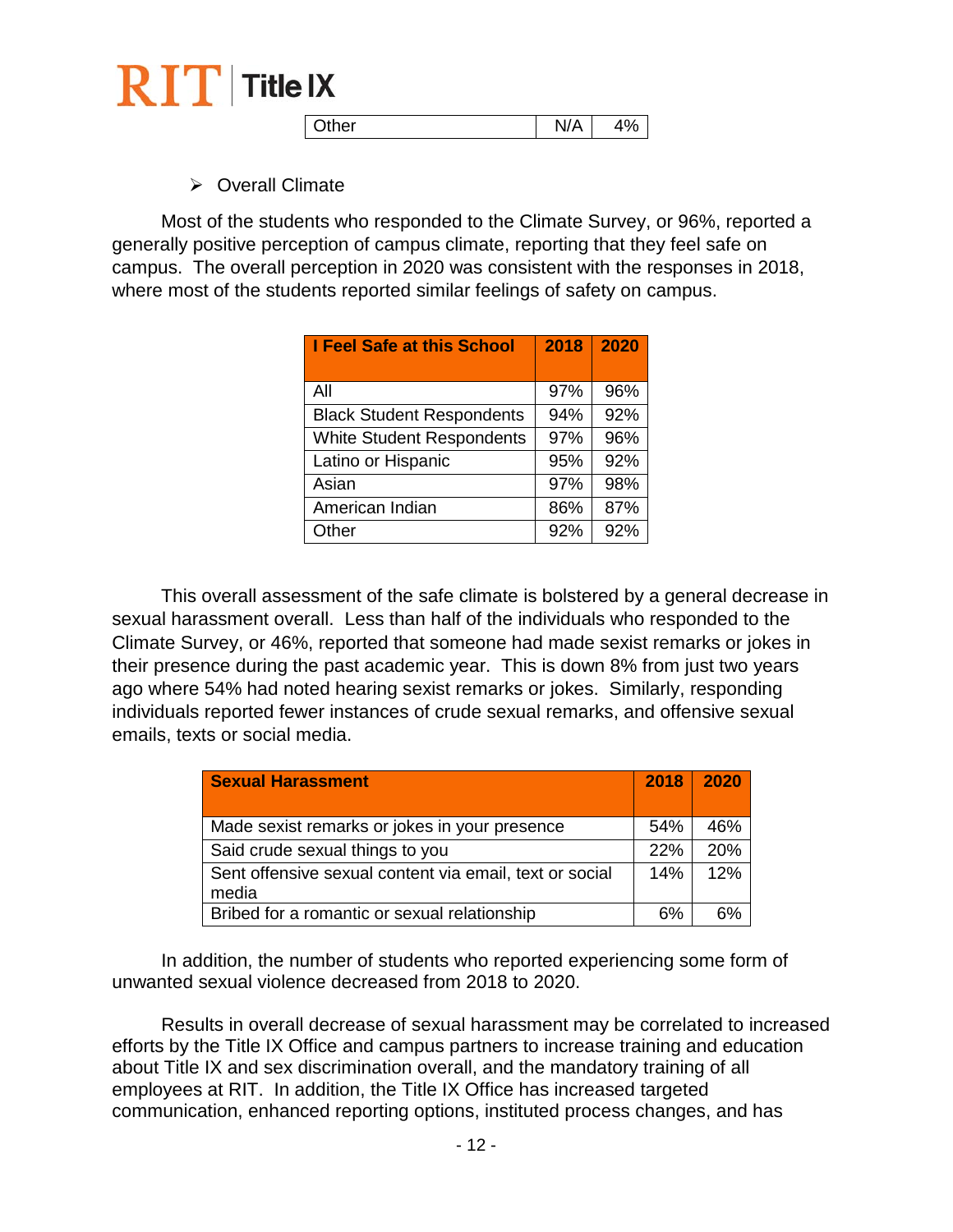| Other | N/A | 4% |
|---|---|---|

- Overall Climate

Most of the students who responded to the Climate Survey, or 96%, reported a generally positive perception of campus climate, reporting that they feel safe on campus. The overall perception in 2020 was consistent with the responses in 2018, where most of the students reported similar feelings of safety on campus.

| I Feel Safe at this School | 2018 | 2020 |
|---|---|---|
| All | 97% | 96% |
| Black Student Respondents | 94% | 92% |
| White Student Respondents | 97% | 96% |
| Latino or Hispanic | 95% | 92% |
| Asian | 97% | 98% |
| American Indian | 86% | 87% |
| Other | 92% | 92% |

This overall assessment of the safe climate is bolstered by a general decrease in sexual harassment overall. Less than half of the individuals who responded to the Climate Survey, or 46%, reported that someone had made sexist remarks or jokes in their presence during the past academic year. This is down 8% from just two years ago where 54% had noted hearing sexist remarks or jokes. Similarly, responding individuals reported fewer instances of crude sexual remarks, and offensive sexual emails, texts or social media.

| Sexual Harassment | 2018 | 2020 |
|---|---|---|
| Made sexist remarks or jokes in your presence | 54% | 46% |
| Said crude sexual things to you | 22% | 20% |
| Sent offensive sexual content via email, text or social media | 14% | 12% |
| Bribed for a romantic or sexual relationship | 6% | 6% |

In addition, the number of students who reported experiencing some form of unwanted sexual violence decreased from 2018 to 2020.

Results in overall decrease of sexual harassment may be correlated to increased efforts by the Title IX Office and campus partners to increase training and education about Title IX and sex discrimination overall, and the mandatory training of all employees at RIT. In addition, the Title IX Office has increased targeted communication, enhanced reporting options, instituted process changes, and has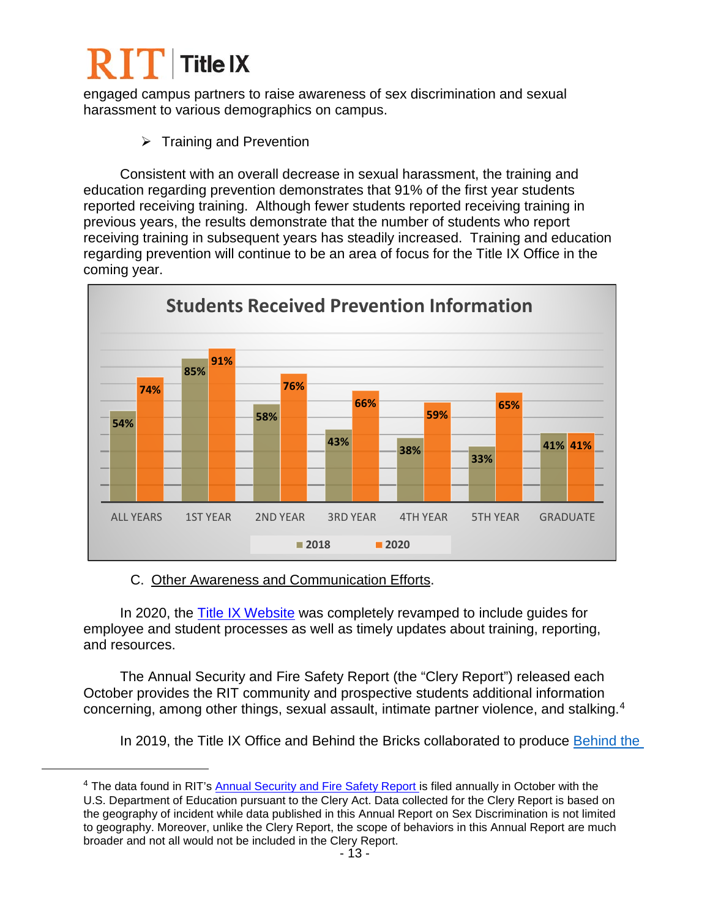engaged campus partners to raise awareness of sex discrimination and sexual harassment to various demographics on campus.

- Training and Prevention

Consistent with an overall decrease in sexual harassment, the training and education regarding prevention demonstrates that 91% of the first year students reported receiving training. Although fewer students reported receiving training in previous years, the results demonstrate that the number of students who report receiving training in subsequent years has steadily increased. Training and education regarding prevention will continue to be an area of focus for the Title IX Office in the coming year.

**Students Received Prevention Information**

| | ALL YEARS | 1ST YEAR | 2ND YEAR | 3RD YEAR | 4TH YEAR | 5TH YEAR | GRADUATE |
|---|---|---|---|---|---|---|---|
| 2018 | 54% | 85% | 58% | 43% | 38% | 33% | 41% |
| 2020 | 74% | 91% | 76% | 66% | 59% | 65% | 41% |

C. Other Awareness and Communication Efforts.

In 2020, the Title IX Website was completely revamped to include guides for employee and student processes as well as timely updates about training, reporting, and resources.

The Annual Security and Fire Safety Report (the "Clery Report") released each October provides the RIT community and prospective students additional information concerning, among other things, sexual assault, intimate partner violence, and stalking.[4]

In 2019, the Title IX Office and Behind the Bricks collaborated to produce Behind the

[4] The data found in RIT's Annual Security and Fire Safety Report is filed annually in October with the U.S. Department of Education pursuant to the Clery Act. Data collected for the Clery Report is based on the geography of incident while data published in this Annual Report on Sex Discrimination is not limited to geography. Moreover, unlike the Clery Report, the scope of behaviors in this Annual Report are much broader and not all would not be included in the Clery Report.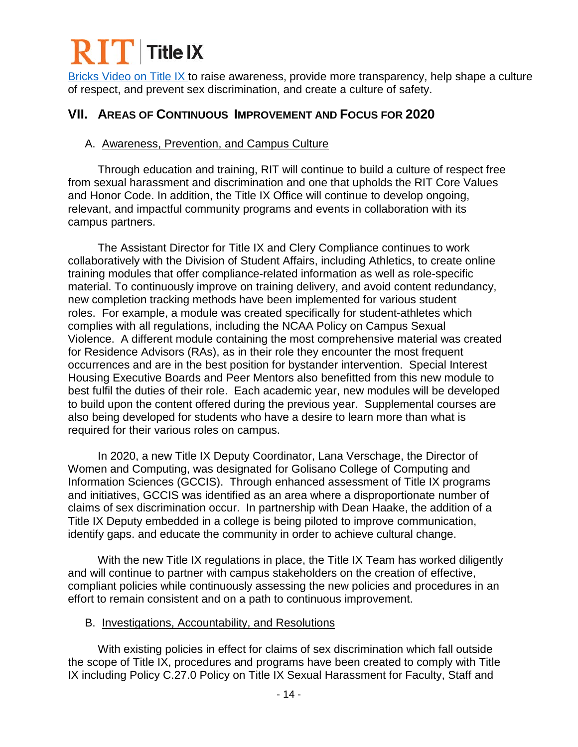[Bricks Video on Title IX](#) to raise awareness, provide more transparency, help shape a culture of respect, and prevent sex discrimination, and create a culture of safety.

## VII. Areas of Continuous Improvement and Focus for 2020

### A. Awareness, Prevention, and Campus Culture

Through education and training, RIT will continue to build a culture of respect free from sexual harassment and discrimination and one that upholds the RIT Core Values and Honor Code. In addition, the Title IX Office will continue to develop ongoing, relevant, and impactful community programs and events in collaboration with its campus partners.

The Assistant Director for Title IX and Clery Compliance continues to work collaboratively with the Division of Student Affairs, including Athletics, to create online training modules that offer compliance-related information as well as role-specific material. To continuously improve on training delivery, and avoid content redundancy, new completion tracking methods have been implemented for various student roles. For example, a module was created specifically for student-athletes which complies with all regulations, including the NCAA Policy on Campus Sexual Violence. A different module containing the most comprehensive material was created for Residence Advisors (RAs), as in their role they encounter the most frequent occurrences and are in the best position for bystander intervention. Special Interest Housing Executive Boards and Peer Mentors also benefitted from this new module to best fulfil the duties of their role. Each academic year, new modules will be developed to build upon the content offered during the previous year. Supplemental courses are also being developed for students who have a desire to learn more than what is required for their various roles on campus.

In 2020, a new Title IX Deputy Coordinator, Lana Verschage, the Director of Women and Computing, was designated for Golisano College of Computing and Information Sciences (GCCIS). Through enhanced assessment of Title IX programs and initiatives, GCCIS was identified as an area where a disproportionate number of claims of sex discrimination occur. In partnership with Dean Haake, the addition of a Title IX Deputy embedded in a college is being piloted to improve communication, identify gaps. and educate the community in order to achieve cultural change.

With the new Title IX regulations in place, the Title IX Team has worked diligently and will continue to partner with campus stakeholders on the creation of effective, compliant policies while continuously assessing the new policies and procedures in an effort to remain consistent and on a path to continuous improvement.

### B. Investigations, Accountability, and Resolutions

With existing policies in effect for claims of sex discrimination which fall outside the scope of Title IX, procedures and programs have been created to comply with Title IX including Policy C.27.0 Policy on Title IX Sexual Harassment for Faculty, Staff and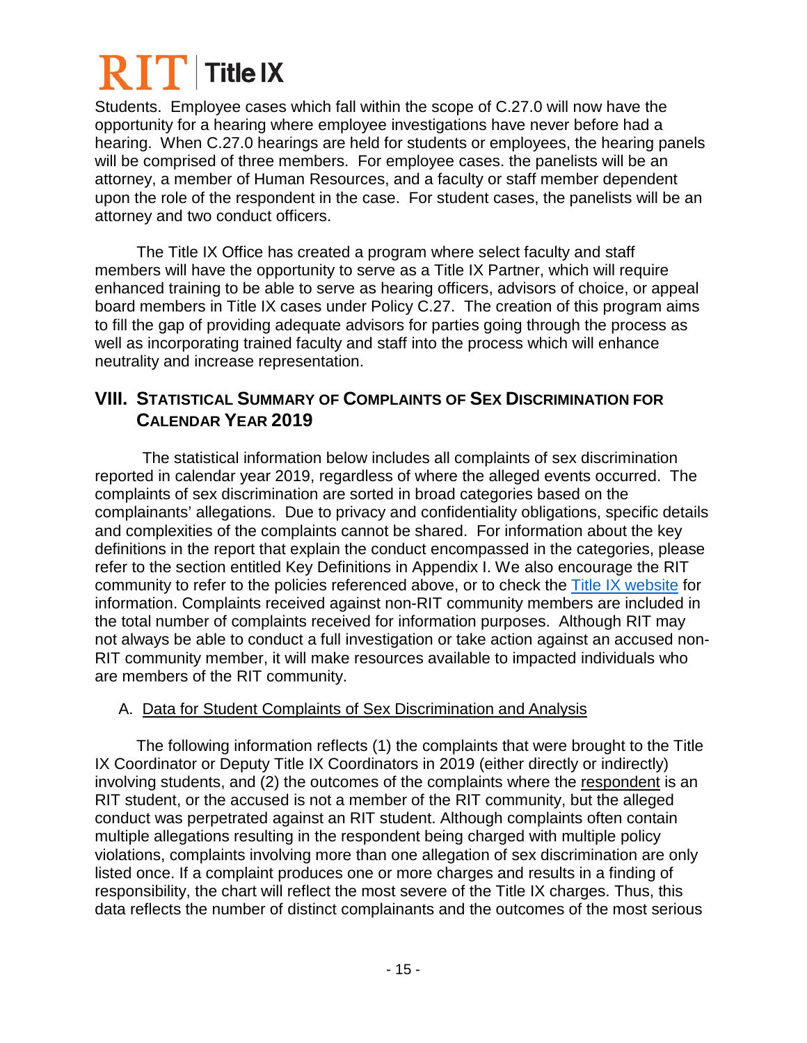Students. Employee cases which fall within the scope of C.27.0 will now have the opportunity for a hearing where employee investigations have never before had a hearing. When C.27.0 hearings are held for students or employees, the hearing panels will be comprised of three members. For employee cases. the panelists will be an attorney, a member of Human Resources, and a faculty or staff member dependent upon the role of the respondent in the case. For student cases, the panelists will be an attorney and two conduct officers.

The Title IX Office has created a program where select faculty and staff members will have the opportunity to serve as a Title IX Partner, which will require enhanced training to be able to serve as hearing officers, advisors of choice, or appeal board members in Title IX cases under Policy C.27. The creation of this program aims to fill the gap of providing adequate advisors for parties going through the process as well as incorporating trained faculty and staff into the process which will enhance neutrality and increase representation.

## VIII. Statistical Summary of Complaints of Sex Discrimination for Calendar Year 2019

The statistical information below includes all complaints of sex discrimination reported in calendar year 2019, regardless of where the alleged events occurred. The complaints of sex discrimination are sorted in broad categories based on the complainants' allegations. Due to privacy and confidentiality obligations, specific details and complexities of the complaints cannot be shared. For information about the key definitions in the report that explain the conduct encompassed in the categories, please refer to the section entitled Key Definitions in Appendix I. We also encourage the RIT community to refer to the policies referenced above, or to check the Title IX website for information. Complaints received against non-RIT community members are included in the total number of complaints received for information purposes. Although RIT may not always be able to conduct a full investigation or take action against an accused non-RIT community member, it will make resources available to impacted individuals who are members of the RIT community.

### A. Data for Student Complaints of Sex Discrimination and Analysis

The following information reflects (1) the complaints that were brought to the Title IX Coordinator or Deputy Title IX Coordinators in 2019 (either directly or indirectly) involving students, and (2) the outcomes of the complaints where the respondent is an RIT student, or the accused is not a member of the RIT community, but the alleged conduct was perpetrated against an RIT student. Although complaints often contain multiple allegations resulting in the respondent being charged with multiple policy violations, complaints involving more than one allegation of sex discrimination are only listed once. If a complaint produces one or more charges and results in a finding of responsibility, the chart will reflect the most severe of the Title IX charges. Thus, this data reflects the number of distinct complainants and the outcomes of the most serious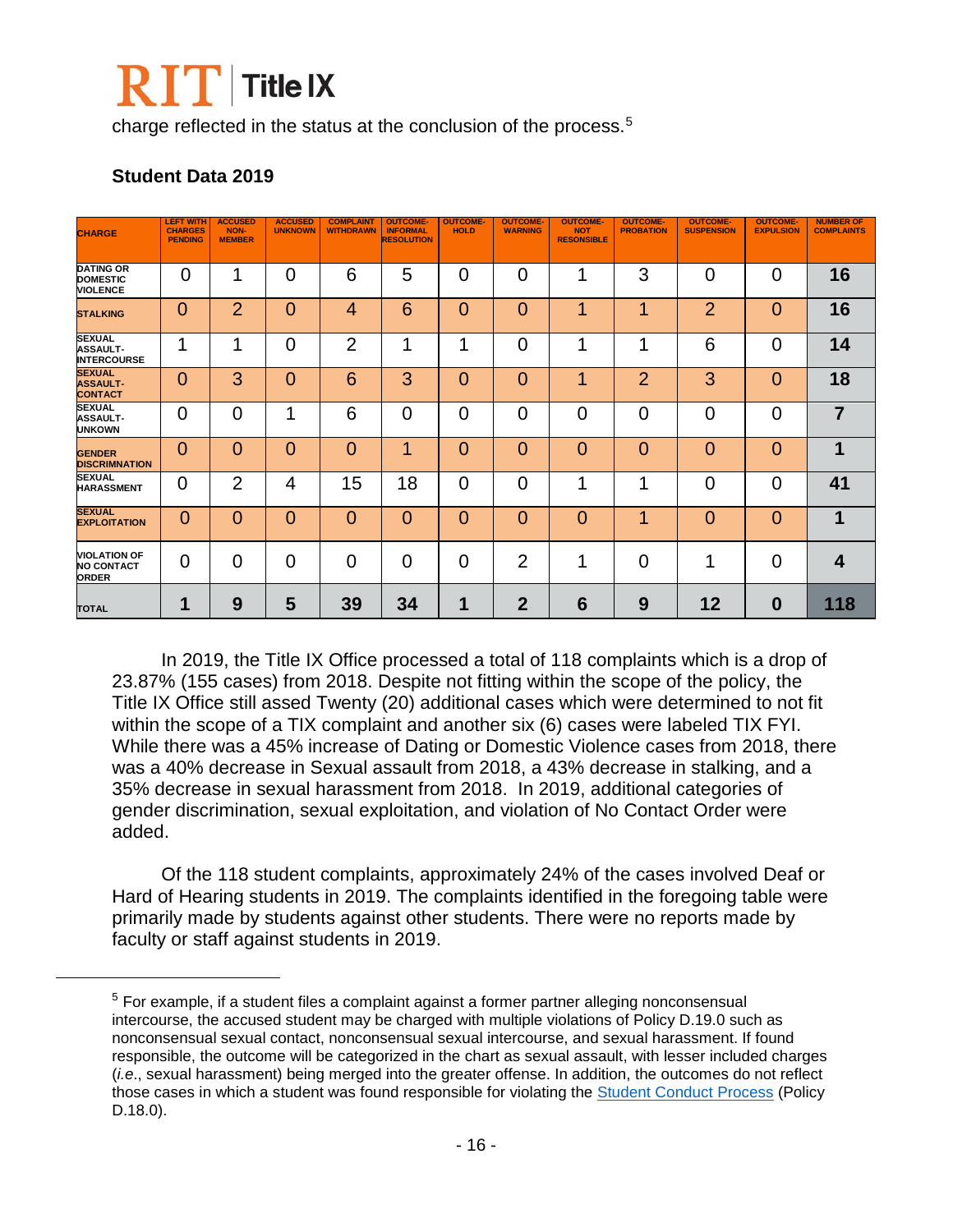charge reflected in the status at the conclusion of the process.[5]

### Student Data 2019

| CHARGE | LEFT WITH CHARGES PENDING | ACCUSED NON-MEMBER | ACCUSED UNKNOWN | COMPLAINT WITHDRAWN | OUTCOME-INFORMAL RESOLUTION | OUTCOME-HOLD | OUTCOME-WARNING | OUTCOME-NOT RESONSIBLE | OUTCOME-PROBATION | OUTCOME-SUSPENSION | OUTCOME-EXPULSION | NUMBER OF COMPLAINTS |
|---|---|---|---|---|---|---|---|---|---|---|---|---|
| DATING OR DOMESTIC VIOLENCE | 0 | 1 | 0 | 6 | 5 | 0 | 0 | 1 | 3 | 0 | 0 | **16** |
| STALKING | 0 | 2 | 0 | 4 | 6 | 0 | 0 | 1 | 1 | 2 | 0 | **16** |
| SEXUAL ASSAULT-INTERCOURSE | 1 | 1 | 0 | 2 | 1 | 1 | 0 | 1 | 1 | 6 | 0 | **14** |
| SEXUAL ASSAULT-CONTACT | 0 | 3 | 0 | 6 | 3 | 0 | 0 | 1 | 2 | 3 | 0 | **18** |
| SEXUAL ASSAULT-UNKOWN | 0 | 0 | 1 | 6 | 0 | 0 | 0 | 0 | 0 | 0 | 0 | **7** |
| GENDER DISCRIMNATION | 0 | 0 | 0 | 0 | 1 | 0 | 0 | 0 | 0 | 0 | 0 | **1** |
| SEXUAL HARASSMENT | 0 | 2 | 4 | 15 | 18 | 0 | 0 | 1 | 1 | 0 | 0 | **41** |
| SEXUAL EXPLOITATION | 0 | 0 | 0 | 0 | 0 | 0 | 0 | 0 | 1 | 0 | 0 | **1** |
| VIOLATION OF NO CONTACT ORDER | 0 | 0 | 0 | 0 | 0 | 0 | 2 | 1 | 0 | 1 | 0 | **4** |
| TOTAL | **1** | **9** | **5** | **39** | **34** | **1** | **2** | **6** | **9** | **12** | **0** | **118** |

In 2019, the Title IX Office processed a total of 118 complaints which is a drop of 23.87% (155 cases) from 2018. Despite not fitting within the scope of the policy, the Title IX Office still assed Twenty (20) additional cases which were determined to not fit within the scope of a TIX complaint and another six (6) cases were labeled TIX FYI. While there was a 45% increase of Dating or Domestic Violence cases from 2018, there was a 40% decrease in Sexual assault from 2018, a 43% decrease in stalking, and a 35% decrease in sexual harassment from 2018. In 2019, additional categories of gender discrimination, sexual exploitation, and violation of No Contact Order were added.

Of the 118 student complaints, approximately 24% of the cases involved Deaf or Hard of Hearing students in 2019. The complaints identified in the foregoing table were primarily made by students against other students. There were no reports made by faculty or staff against students in 2019.

---

[5] For example, if a student files a complaint against a former partner alleging nonconsensual intercourse, the accused student may be charged with multiple violations of Policy D.19.0 such as nonconsensual sexual contact, nonconsensual sexual intercourse, and sexual harassment. If found responsible, the outcome will be categorized in the chart as sexual assault, with lesser included charges (*i.e.*, sexual harassment) being merged into the greater offense. In addition, the outcomes do not reflect those cases in which a student was found responsible for violating the Student Conduct Process (Policy D.18.0).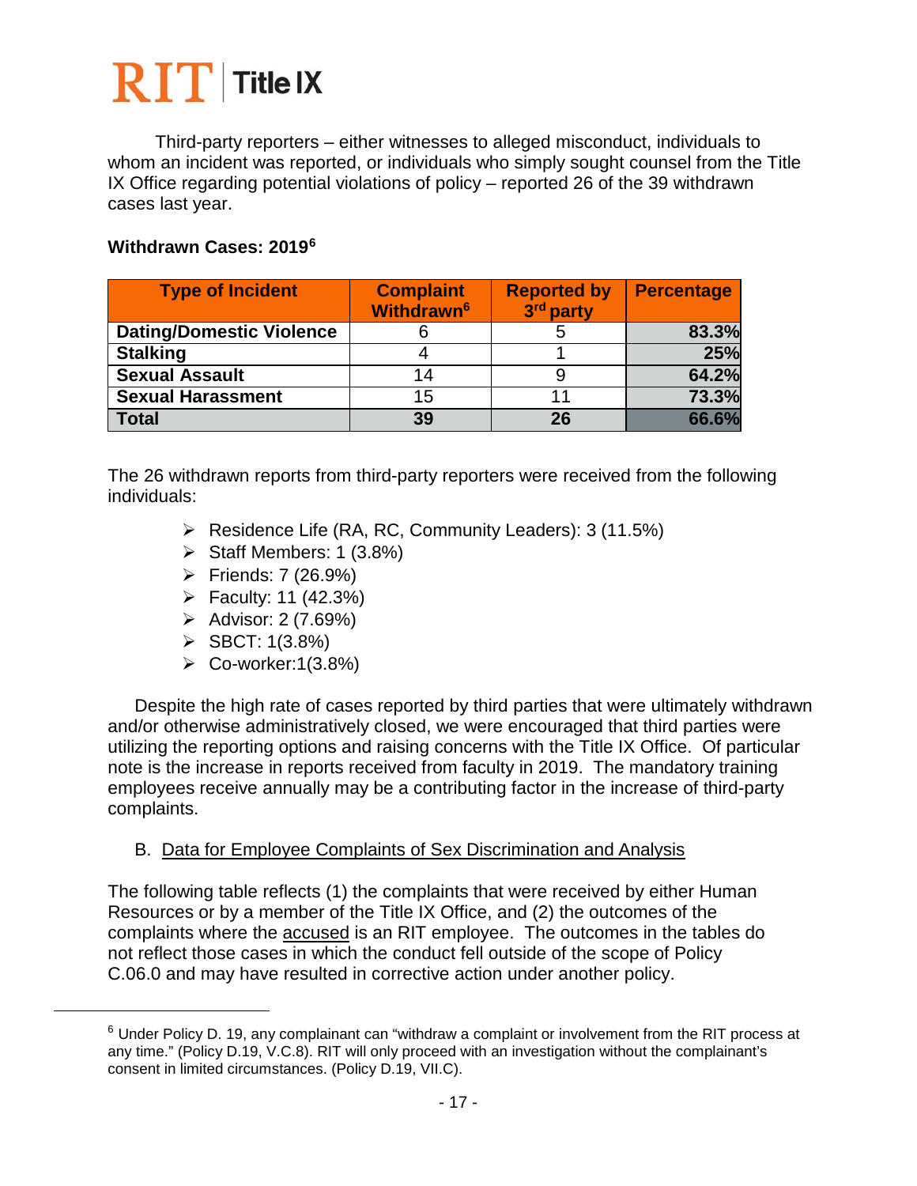Third-party reporters – either witnesses to alleged misconduct, individuals to whom an incident was reported, or individuals who simply sought counsel from the Title IX Office regarding potential violations of policy – reported 26 of the 39 withdrawn cases last year.

**Withdrawn Cases: 2019[6]**

| Type of Incident | Complaint Withdrawn[6] | Reported by 3rd party | Percentage |
|---|---|---|---|
| **Dating/Domestic Violence** | 6 | 5 | **83.3%** |
| **Stalking** | 4 | 1 | **25%** |
| **Sexual Assault** | 14 | 9 | **64.2%** |
| **Sexual Harassment** | 15 | 11 | **73.3%** |
| **Total** | **39** | **26** | **66.6%** |

The 26 withdrawn reports from third-party reporters were received from the following individuals:

- Residence Life (RA, RC, Community Leaders): 3 (11.5%)
- Staff Members: 1 (3.8%)
- Friends: 7 (26.9%)
- Faculty: 11 (42.3%)
- Advisor: 2 (7.69%)
- SBCT: 1(3.8%)
- Co-worker:1(3.8%)

Despite the high rate of cases reported by third parties that were ultimately withdrawn and/or otherwise administratively closed, we were encouraged that third parties were utilizing the reporting options and raising concerns with the Title IX Office. Of particular note is the increase in reports received from faculty in 2019. The mandatory training employees receive annually may be a contributing factor in the increase of third-party complaints.

B. Data for Employee Complaints of Sex Discrimination and Analysis

The following table reflects (1) the complaints that were received by either Human Resources or by a member of the Title IX Office, and (2) the outcomes of the complaints where the accused is an RIT employee. The outcomes in the tables do not reflect those cases in which the conduct fell outside of the scope of Policy C.06.0 and may have resulted in corrective action under another policy.

[6] Under Policy D. 19, any complainant can "withdraw a complaint or involvement from the RIT process at any time." (Policy D.19, V.C.8). RIT will only proceed with an investigation without the complainant's consent in limited circumstances. (Policy D.19, VII.C).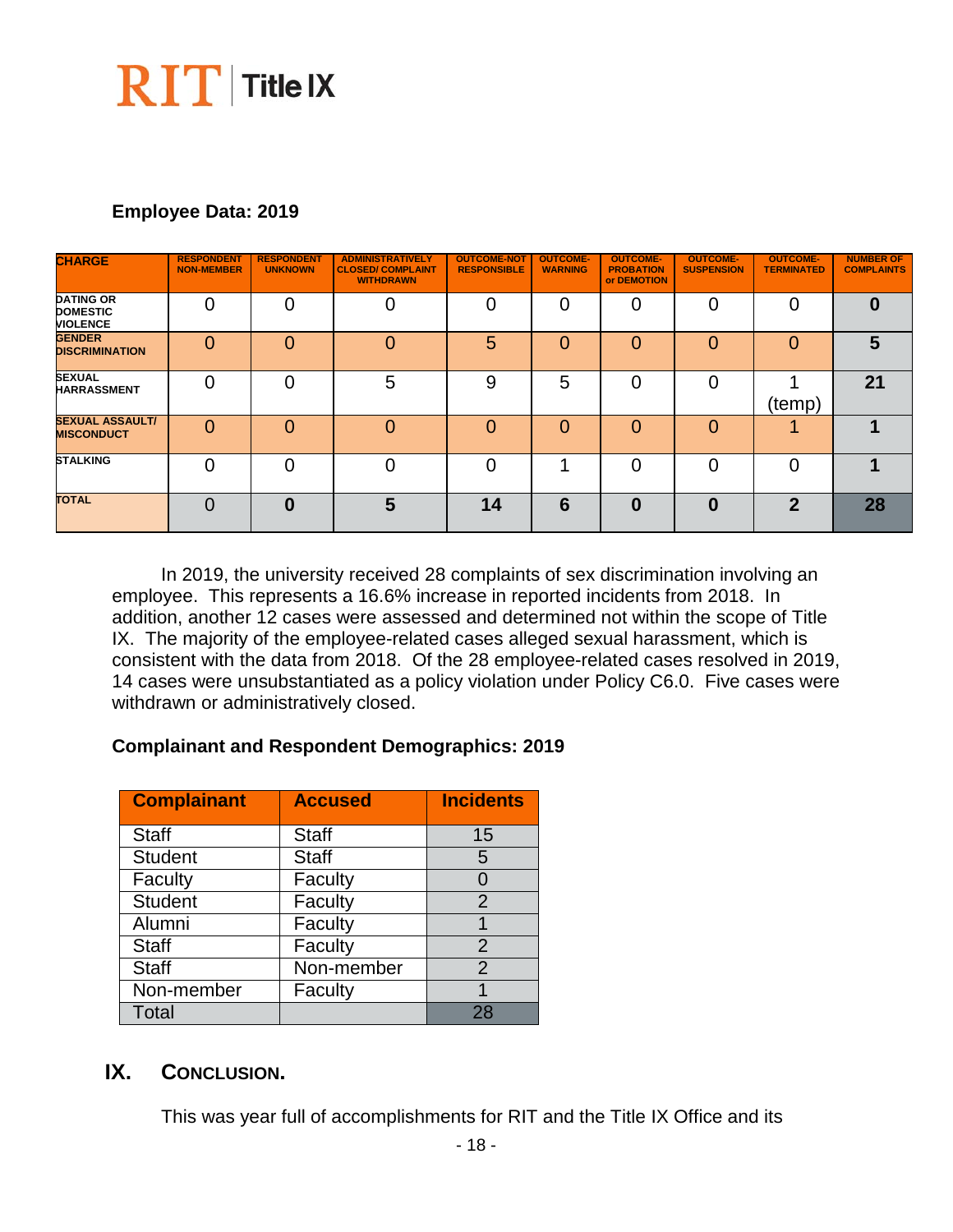**Employee Data: 2019**

| CHARGE | RESPONDENT NON-MEMBER | RESPONDENT UNKNOWN | ADMINISTRATIVELY CLOSED/ COMPLAINT WITHDRAWN | OUTCOME-NOT RESPONSIBLE | OUTCOME-WARNING | OUTCOME-PROBATION or DEMOTION | OUTCOME-SUSPENSION | OUTCOME-TERMINATED | NUMBER OF COMPLAINTS |
|---|---|---|---|---|---|---|---|---|---|
| DATING OR DOMESTIC VIOLENCE | 0 | 0 | 0 | 0 | 0 | 0 | 0 | 0 | **0** |
| GENDER DISCRIMINATION | 0 | 0 | 0 | 5 | 0 | 0 | 0 | 0 | **5** |
| SEXUAL HARRASSMENT | 0 | 0 | 5 | 9 | 5 | 0 | 0 | 1 (temp) | **21** |
| SEXUAL ASSAULT/ MISCONDUCT | 0 | 0 | 0 | 0 | 0 | 0 | 0 | 1 | **1** |
| STALKING | 0 | 0 | 0 | 0 | 1 | 0 | 0 | 0 | **1** |
| TOTAL | 0 | **0** | **5** | **14** | **6** | **0** | **0** | **2** | **28** |

In 2019, the university received 28 complaints of sex discrimination involving an employee. This represents a 16.6% increase in reported incidents from 2018. In addition, another 12 cases were assessed and determined not within the scope of Title IX. The majority of the employee-related cases alleged sexual harassment, which is consistent with the data from 2018. Of the 28 employee-related cases resolved in 2019, 14 cases were unsubstantiated as a policy violation under Policy C6.0. Five cases were withdrawn or administratively closed.

**Complainant and Respondent Demographics: 2019**

| Complainant | Accused | Incidents |
|---|---|---|
| Staff | Staff | 15 |
| Student | Staff | 5 |
| Faculty | Faculty | 0 |
| Student | Faculty | 2 |
| Alumni | Faculty | 1 |
| Staff | Faculty | 2 |
| Staff | Non-member | 2 |
| Non-member | Faculty | 1 |
| Total | | 28 |

## IX. CONCLUSION.

This was year full of accomplishments for RIT and the Title IX Office and its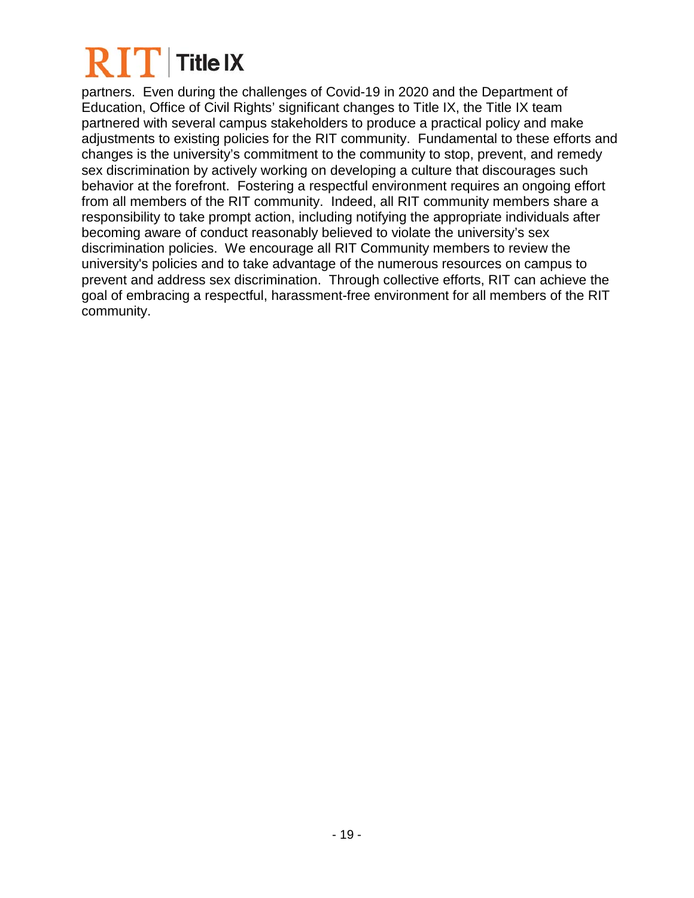partners. Even during the challenges of Covid-19 in 2020 and the Department of Education, Office of Civil Rights' significant changes to Title IX, the Title IX team partnered with several campus stakeholders to produce a practical policy and make adjustments to existing policies for the RIT community. Fundamental to these efforts and changes is the university's commitment to the community to stop, prevent, and remedy sex discrimination by actively working on developing a culture that discourages such behavior at the forefront. Fostering a respectful environment requires an ongoing effort from all members of the RIT community. Indeed, all RIT community members share a responsibility to take prompt action, including notifying the appropriate individuals after becoming aware of conduct reasonably believed to violate the university's sex discrimination policies. We encourage all RIT Community members to review the university's policies and to take advantage of the numerous resources on campus to prevent and address sex discrimination. Through collective efforts, RIT can achieve the goal of embracing a respectful, harassment-free environment for all members of the RIT community.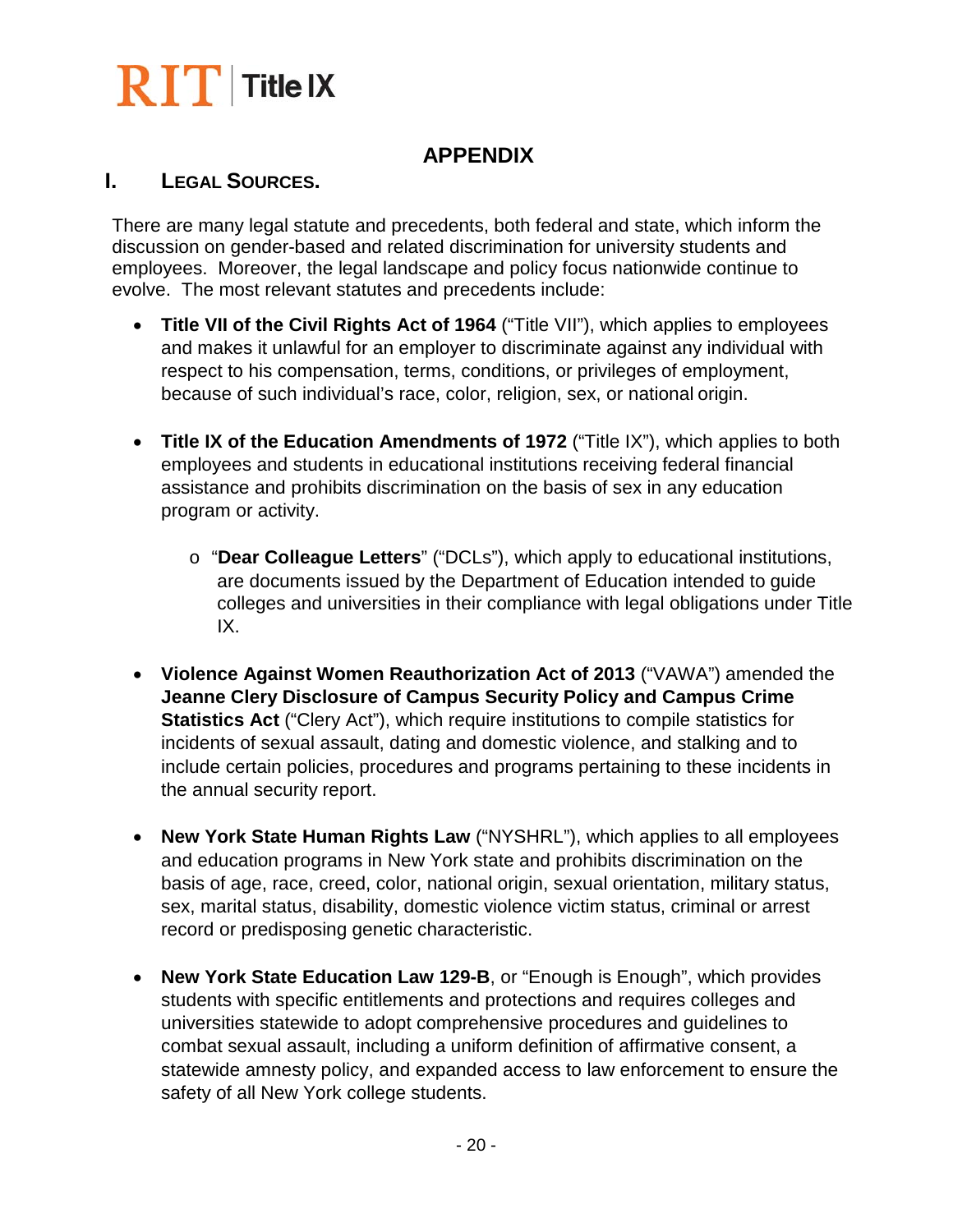## APPENDIX

### I. LEGAL SOURCES.

There are many legal statute and precedents, both federal and state, which inform the discussion on gender-based and related discrimination for university students and employees. Moreover, the legal landscape and policy focus nationwide continue to evolve. The most relevant statutes and precedents include:

- **Title VII of the Civil Rights Act of 1964** ("Title VII"), which applies to employees and makes it unlawful for an employer to discriminate against any individual with respect to his compensation, terms, conditions, or privileges of employment, because of such individual's race, color, religion, sex, or national origin.

- **Title IX of the Education Amendments of 1972** ("Title IX"), which applies to both employees and students in educational institutions receiving federal financial assistance and prohibits discrimination on the basis of sex in any education program or activity.

  - "**Dear Colleague Letters**" ("DCLs"), which apply to educational institutions, are documents issued by the Department of Education intended to guide colleges and universities in their compliance with legal obligations under Title IX.

- **Violence Against Women Reauthorization Act of 2013** ("VAWA") amended the **Jeanne Clery Disclosure of Campus Security Policy and Campus Crime Statistics Act** ("Clery Act"), which require institutions to compile statistics for incidents of sexual assault, dating and domestic violence, and stalking and to include certain policies, procedures and programs pertaining to these incidents in the annual security report.

- **New York State Human Rights Law** ("NYSHRL"), which applies to all employees and education programs in New York state and prohibits discrimination on the basis of age, race, creed, color, national origin, sexual orientation, military status, sex, marital status, disability, domestic violence victim status, criminal or arrest record or predisposing genetic characteristic.

- **New York State Education Law 129-B**, or "Enough is Enough", which provides students with specific entitlements and protections and requires colleges and universities statewide to adopt comprehensive procedures and guidelines to combat sexual assault, including a uniform definition of affirmative consent, a statewide amnesty policy, and expanded access to law enforcement to ensure the safety of all New York college students.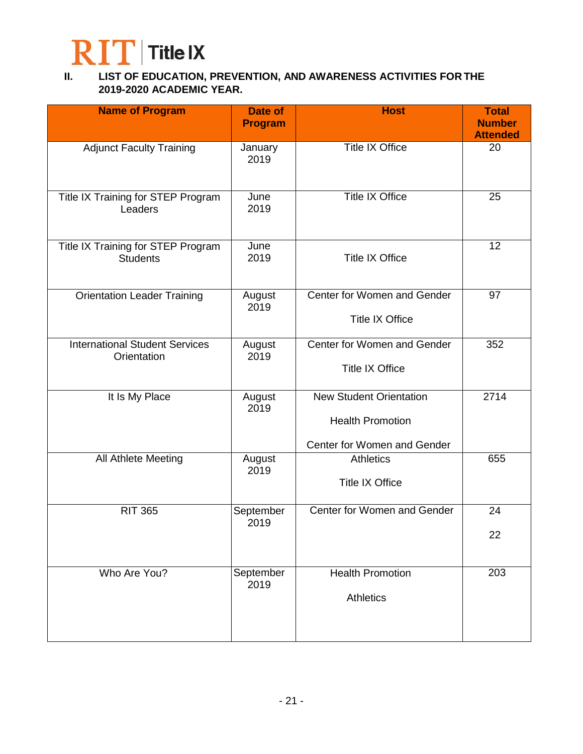RIT | Title IX

## II. LIST OF EDUCATION, PREVENTION, AND AWARENESS ACTIVITIES FOR THE 2019-2020 ACADEMIC YEAR.

| Name of Program | Date of Program | Host | Total Number Attended |
|---|---|---|---|
| Adjunct Faculty Training | January 2019 | Title IX Office | 20 |
| Title IX Training for STEP Program Leaders | June 2019 | Title IX Office | 25 |
| Title IX Training for STEP Program Students | June 2019 | Title IX Office | 12 |
| Orientation Leader Training | August 2019 | Center for Women and Gender<br>Title IX Office | 97 |
| International Student Services Orientation | August 2019 | Center for Women and Gender<br>Title IX Office | 352 |
| It Is My Place | August 2019 | New Student Orientation<br>Health Promotion<br>Center for Women and Gender | 2714 |
| All Athlete Meeting | August 2019 | Athletics<br>Title IX Office | 655 |
| RIT 365 | September 2019 | Center for Women and Gender | 24<br>22 |
| Who Are You? | September 2019 | Health Promotion<br>Athletics | 203 |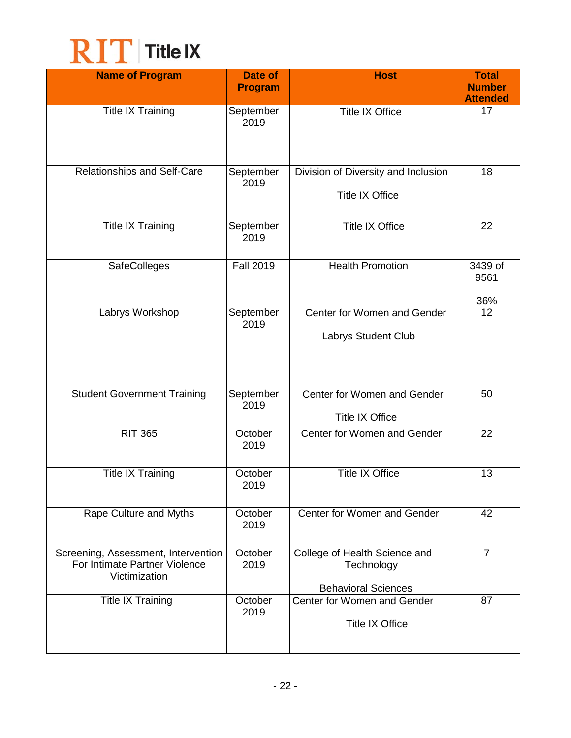RIT | Title IX

| Name of Program | Date of Program | Host | Total Number Attended |
|---|---|---|---|
| Title IX Training | September 2019 | Title IX Office | 17 |
| Relationships and Self-Care | September 2019 | Division of Diversity and Inclusion<br><br>Title IX Office | 18 |
| Title IX Training | September 2019 | Title IX Office | 22 |
| SafeColleges | Fall 2019 | Health Promotion | 3439 of 9561<br><br>36% |
| Labrys Workshop | September 2019 | Center for Women and Gender<br><br>Labrys Student Club | 12 |
| Student Government Training | September 2019 | Center for Women and Gender<br><br>Title IX Office | 50 |
| RIT 365 | October 2019 | Center for Women and Gender | 22 |
| Title IX Training | October 2019 | Title IX Office | 13 |
| Rape Culture and Myths | October 2019 | Center for Women and Gender | 42 |
| Screening, Assessment, Intervention For Intimate Partner Violence Victimization | October 2019 | College of Health Science and Technology<br><br>Behavioral Sciences | 7 |
| Title IX Training | October 2019 | Center for Women and Gender<br><br>Title IX Office | 87 |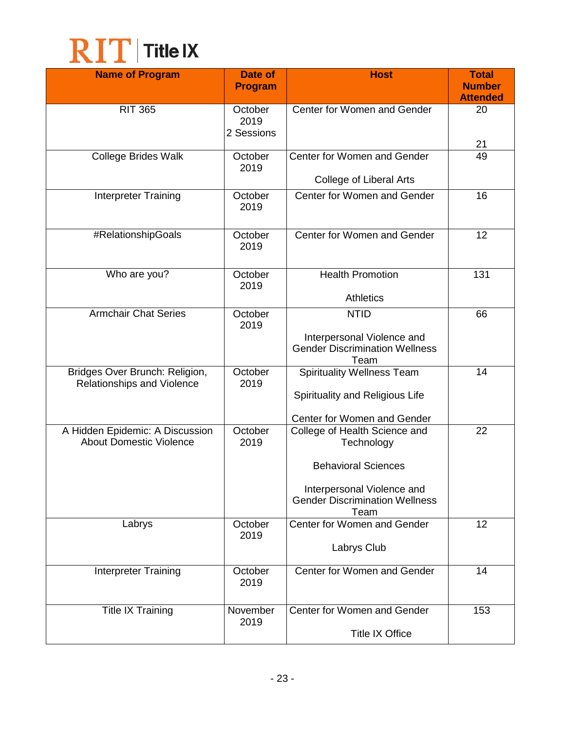| Name of Program | Date of Program | Host | Total Number Attended |
|---|---|---|---|
| RIT 365 | October 2019 2 Sessions | Center for Women and Gender | 20<br>21 |
| College Brides Walk | October 2019 | Center for Women and Gender<br>College of Liberal Arts | 49 |
| Interpreter Training | October 2019 | Center for Women and Gender | 16 |
| #RelationshipGoals | October 2019 | Center for Women and Gender | 12 |
| Who are you? | October 2019 | Health Promotion<br>Athletics | 131 |
| Armchair Chat Series | October 2019 | NTID<br>Interpersonal Violence and Gender Discrimination Wellness Team | 66 |
| Bridges Over Brunch: Religion, Relationships and Violence | October 2019 | Spirituality Wellness Team<br>Spirituality and Religious Life<br>Center for Women and Gender | 14 |
| A Hidden Epidemic: A Discussion About Domestic Violence | October 2019 | College of Health Science and Technology<br>Behavioral Sciences<br>Interpersonal Violence and Gender Discrimination Wellness Team | 22 |
| Labrys | October 2019 | Center for Women and Gender<br>Labrys Club | 12 |
| Interpreter Training | October 2019 | Center for Women and Gender | 14 |
| Title IX Training | November 2019 | Center for Women and Gender<br>Title IX Office | 153 |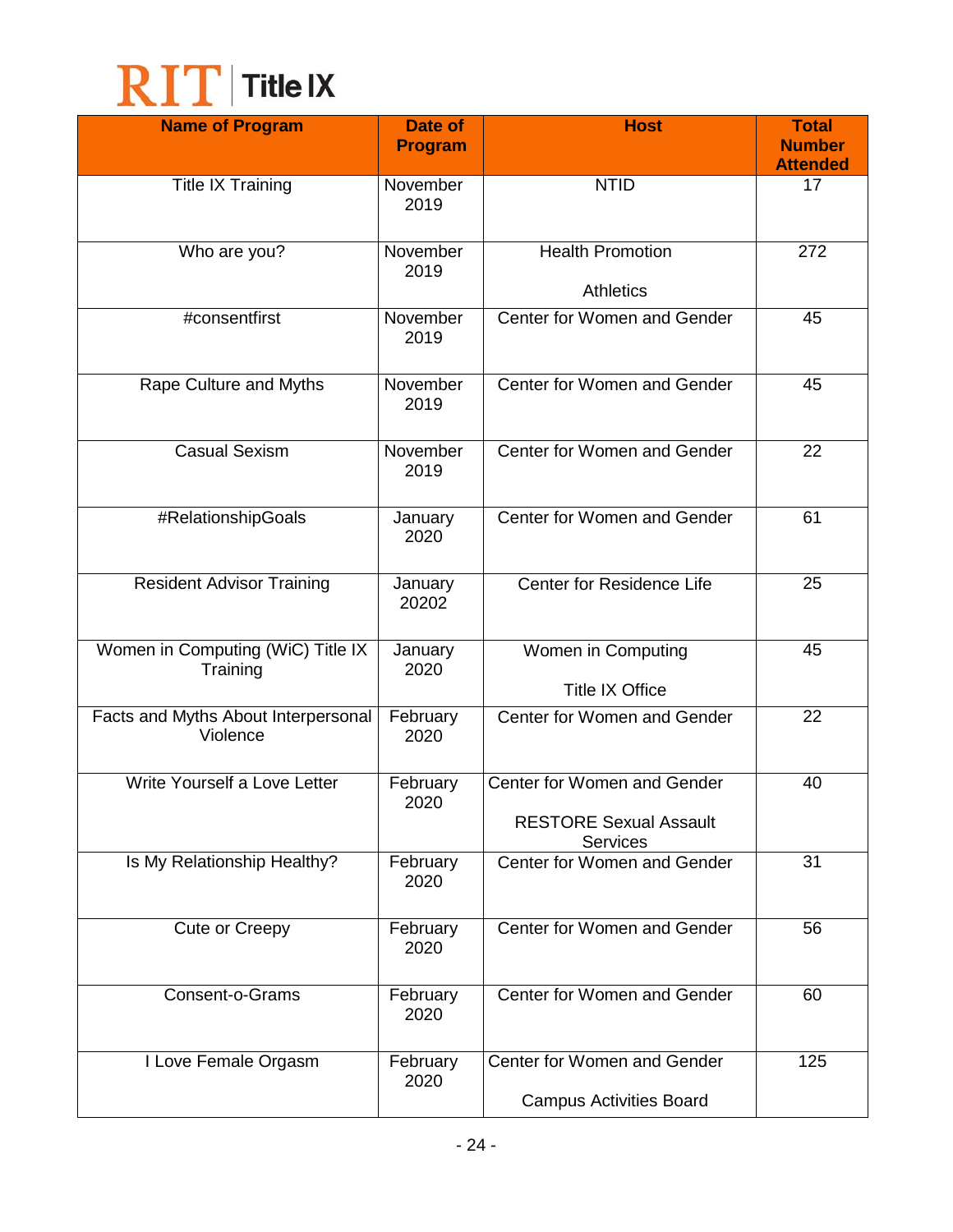# RIT | Title IX

| Name of Program | Date of Program | Host | Total Number Attended |
|---|---|---|---|
| Title IX Training | November 2019 | NTID | 17 |
| Who are you? | November 2019 | Health Promotion<br><br>Athletics | 272 |
| #consentfirst | November 2019 | Center for Women and Gender | 45 |
| Rape Culture and Myths | November 2019 | Center for Women and Gender | 45 |
| Casual Sexism | November 2019 | Center for Women and Gender | 22 |
| #RelationshipGoals | January 2020 | Center for Women and Gender | 61 |
| Resident Advisor Training | January 20202 | Center for Residence Life | 25 |
| Women in Computing (WiC) Title IX Training | January 2020 | Women in Computing<br><br>Title IX Office | 45 |
| Facts and Myths About Interpersonal Violence | February 2020 | Center for Women and Gender | 22 |
| Write Yourself a Love Letter | February 2020 | Center for Women and Gender<br><br>RESTORE Sexual Assault Services | 40 |
| Is My Relationship Healthy? | February 2020 | Center for Women and Gender | 31 |
| Cute or Creepy | February 2020 | Center for Women and Gender | 56 |
| Consent-o-Grams | February 2020 | Center for Women and Gender | 60 |
| I Love Female Orgasm | February 2020 | Center for Women and Gender<br><br>Campus Activities Board | 125 |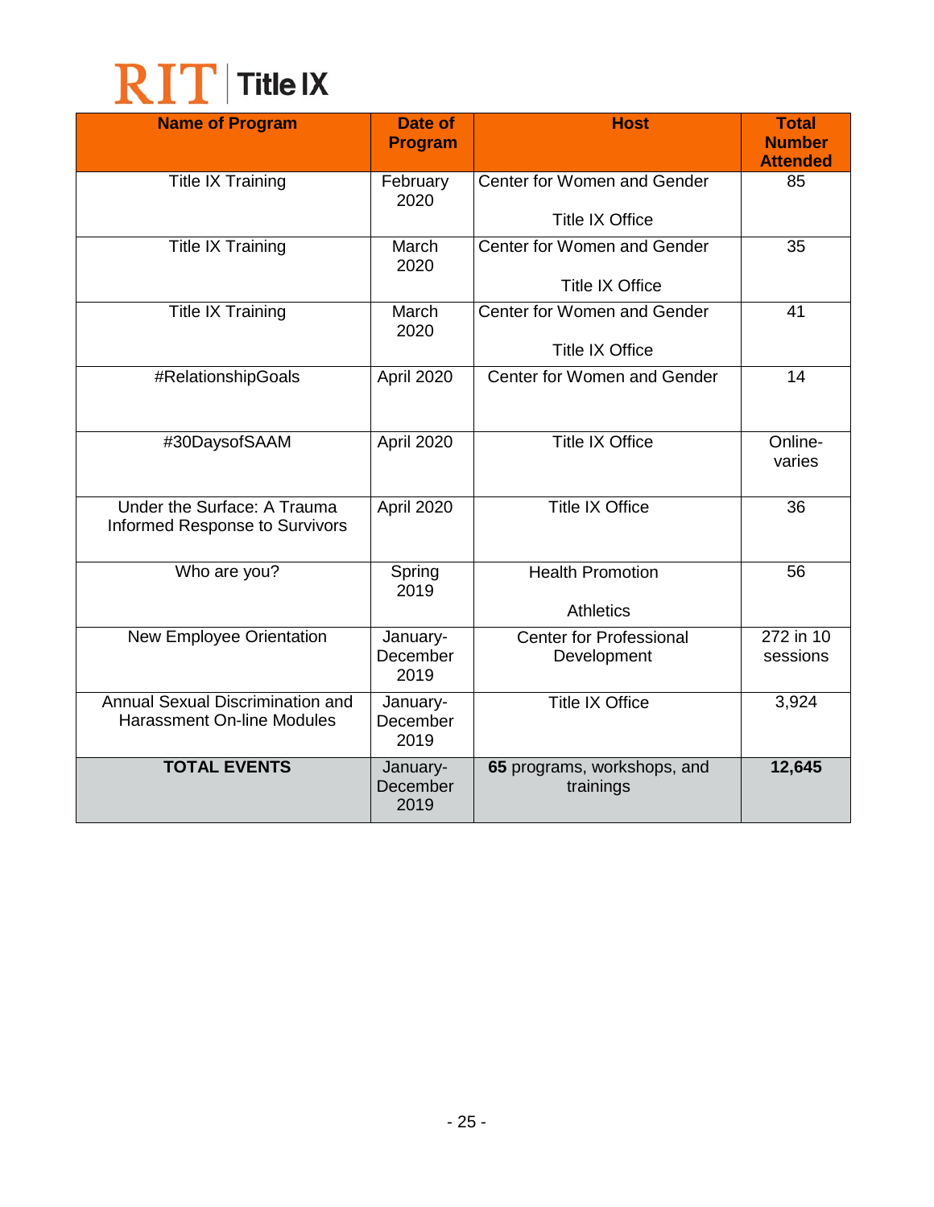# RIT | Title IX

| Name of Program | Date of Program | Host | Total Number Attended |
|---|---|---|---|
| Title IX Training | February 2020 | Center for Women and Gender<br><br>Title IX Office | 85 |
| Title IX Training | March 2020 | Center for Women and Gender<br><br>Title IX Office | 35 |
| Title IX Training | March 2020 | Center for Women and Gender<br><br>Title IX Office | 41 |
| #RelationshipGoals | April 2020 | Center for Women and Gender | 14 |
| #30DaysofSAAM | April 2020 | Title IX Office | Online- varies |
| Under the Surface: A Trauma Informed Response to Survivors | April 2020 | Title IX Office | 36 |
| Who are you? | Spring 2019 | Health Promotion<br><br>Athletics | 56 |
| New Employee Orientation | January-December 2019 | Center for Professional Development | 272 in 10 sessions |
| Annual Sexual Discrimination and Harassment On-line Modules | January-December 2019 | Title IX Office | 3,924 |
| **TOTAL EVENTS** | January-December 2019 | **65** programs, workshops, and trainings | **12,645** |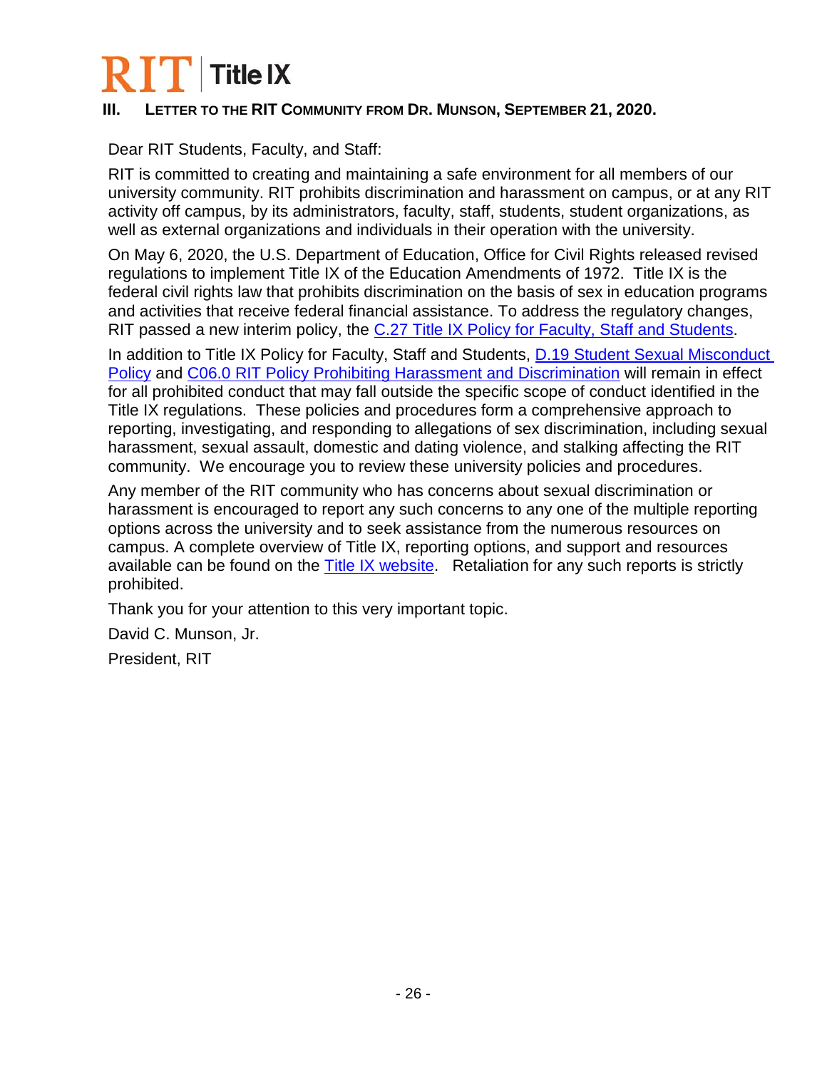## III. LETTER TO THE RIT COMMUNITY FROM DR. MUNSON, SEPTEMBER 21, 2020.

Dear RIT Students, Faculty, and Staff:

RIT is committed to creating and maintaining a safe environment for all members of our university community. RIT prohibits discrimination and harassment on campus, or at any RIT activity off campus, by its administrators, faculty, staff, students, student organizations, as well as external organizations and individuals in their operation with the university.

On May 6, 2020, the U.S. Department of Education, Office for Civil Rights released revised regulations to implement Title IX of the Education Amendments of 1972. Title IX is the federal civil rights law that prohibits discrimination on the basis of sex in education programs and activities that receive federal financial assistance. To address the regulatory changes, RIT passed a new interim policy, the C.27 Title IX Policy for Faculty, Staff and Students.

In addition to Title IX Policy for Faculty, Staff and Students, D.19 Student Sexual Misconduct Policy and C06.0 RIT Policy Prohibiting Harassment and Discrimination will remain in effect for all prohibited conduct that may fall outside the specific scope of conduct identified in the Title IX regulations. These policies and procedures form a comprehensive approach to reporting, investigating, and responding to allegations of sex discrimination, including sexual harassment, sexual assault, domestic and dating violence, and stalking affecting the RIT community. We encourage you to review these university policies and procedures.

Any member of the RIT community who has concerns about sexual discrimination or harassment is encouraged to report any such concerns to any one of the multiple reporting options across the university and to seek assistance from the numerous resources on campus. A complete overview of Title IX, reporting options, and support and resources available can be found on the Title IX website. Retaliation for any such reports is strictly prohibited.

Thank you for your attention to this very important topic.

David C. Munson, Jr.

President, RIT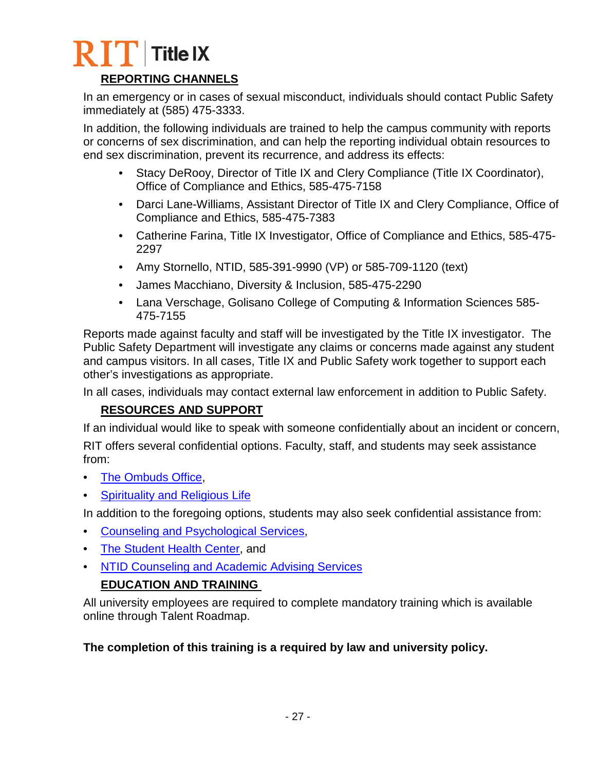## REPORTING CHANNELS

In an emergency or in cases of sexual misconduct, individuals should contact Public Safety immediately at (585) 475-3333.

In addition, the following individuals are trained to help the campus community with reports or concerns of sex discrimination, and can help the reporting individual obtain resources to end sex discrimination, prevent its recurrence, and address its effects:

- Stacy DeRooy, Director of Title IX and Clery Compliance (Title IX Coordinator), Office of Compliance and Ethics, 585-475-7158
- Darci Lane-Williams, Assistant Director of Title IX and Clery Compliance, Office of Compliance and Ethics, 585-475-7383
- Catherine Farina, Title IX Investigator, Office of Compliance and Ethics, 585-475-2297
- Amy Stornello, NTID, 585-391-9990 (VP) or 585-709-1120 (text)
- James Macchiano, Diversity & Inclusion, 585-475-2290
- Lana Verschage, Golisano College of Computing & Information Sciences 585-475-7155

Reports made against faculty and staff will be investigated by the Title IX investigator. The Public Safety Department will investigate any claims or concerns made against any student and campus visitors. In all cases, Title IX and Public Safety work together to support each other's investigations as appropriate.

In all cases, individuals may contact external law enforcement in addition to Public Safety.

## RESOURCES AND SUPPORT

If an individual would like to speak with someone confidentially about an incident or concern, RIT offers several confidential options. Faculty, staff, and students may seek assistance from:

- The Ombuds Office,
- Spirituality and Religious Life

In addition to the foregoing options, students may also seek confidential assistance from:

- Counseling and Psychological Services,
- The Student Health Center, and
- NTID Counseling and Academic Advising Services

## EDUCATION AND TRAINING

All university employees are required to complete mandatory training which is available online through Talent Roadmap.

**The completion of this training is a required by law and university policy.**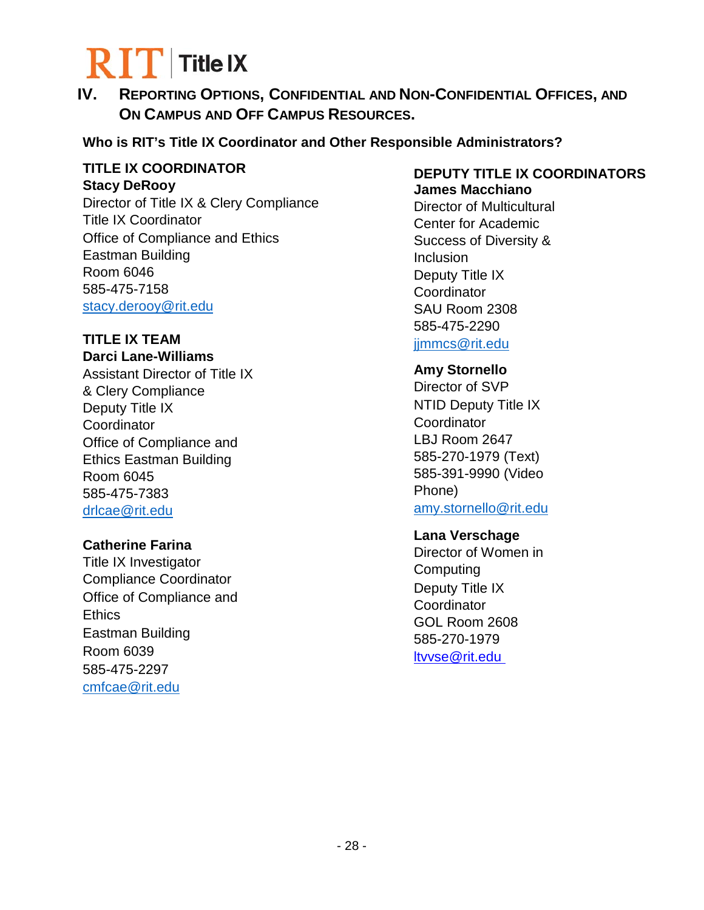# IV. Reporting Options, Confidential and Non-Confidential Offices, and On Campus and Off Campus Resources.

**Who is RIT's Title IX Coordinator and Other Responsible Administrators?**

**TITLE IX COORDINATOR**
**Stacy DeRooy**
Director of Title IX & Clery Compliance
Title IX Coordinator
Office of Compliance and Ethics
Eastman Building
Room 6046
585-475-7158
stacy.derooy@rit.edu

**TITLE IX TEAM**
**Darci Lane-Williams**
Assistant Director of Title IX & Clery Compliance
Deputy Title IX Coordinator
Office of Compliance and Ethics Eastman Building
Room 6045
585-475-7383
drlcae@rit.edu

**Catherine Farina**
Title IX Investigator
Compliance Coordinator
Office of Compliance and Ethics
Eastman Building
Room 6039
585-475-2297
cmfcae@rit.edu

**DEPUTY TITLE IX COORDINATORS**
**James Macchiano**
Director of Multicultural Center for Academic Success of Diversity & Inclusion
Deputy Title IX Coordinator
SAU Room 2308
585-475-2290
jjmmcs@rit.edu

**Amy Stornello**
Director of SVP
NTID Deputy Title IX Coordinator
LBJ Room 2647
585-270-1979 (Text)
585-391-9990 (Video Phone)
amy.stornello@rit.edu

**Lana Verschage**
Director of Women in Computing
Deputy Title IX Coordinator
GOL Room 2608
585-270-1979
ltvvse@rit.edu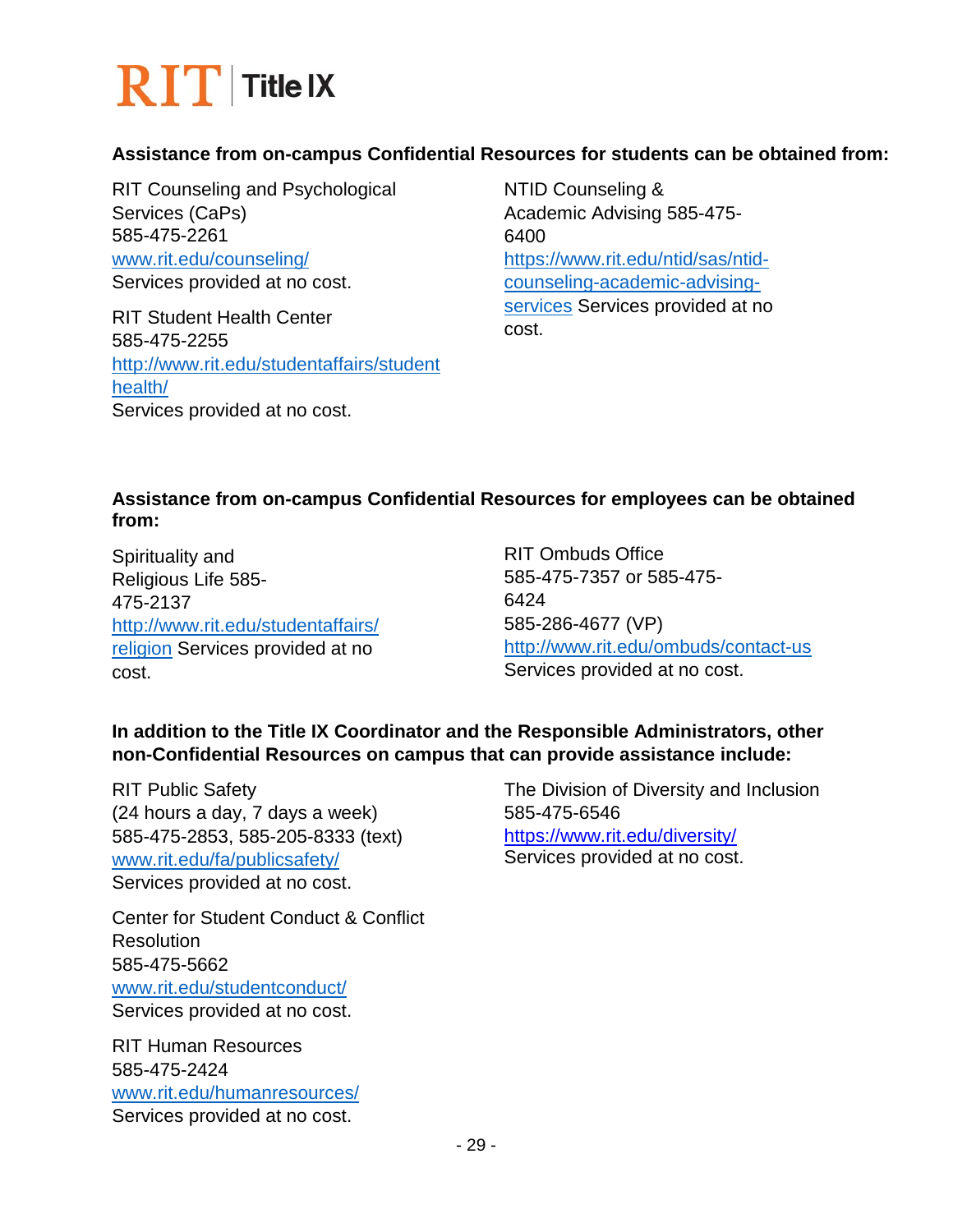**Assistance from on-campus Confidential Resources for students can be obtained from:**

RIT Counseling and Psychological Services (CaPs)
585-475-2261
[www.rit.edu/counseling/](www.rit.edu/counseling/)
Services provided at no cost.

RIT Student Health Center
585-475-2255
[http://www.rit.edu/studentaffairs/studenthealth/](http://www.rit.edu/studentaffairs/studenthealth/)
Services provided at no cost.

NTID Counseling & Academic Advising 585-475-6400
[https://www.rit.edu/ntid/sas/ntid-counseling-academic-advising-services](https://www.rit.edu/ntid/sas/ntid-counseling-academic-advising-services) Services provided at no cost.

**Assistance from on-campus Confidential Resources for employees can be obtained from:**

Spirituality and Religious Life 585-475-2137
[http://www.rit.edu/studentaffairs/religion](http://www.rit.edu/studentaffairs/religion) Services provided at no cost.

RIT Ombuds Office
585-475-7357 or 585-475-6424
585-286-4677 (VP)
[http://www.rit.edu/ombuds/contact-us](http://www.rit.edu/ombuds/contact-us)
Services provided at no cost.

**In addition to the Title IX Coordinator and the Responsible Administrators, other non-Confidential Resources on campus that can provide assistance include:**

RIT Public Safety
(24 hours a day, 7 days a week)
585-475-2853, 585-205-8333 (text)
[www.rit.edu/fa/publicsafety/](www.rit.edu/fa/publicsafety/)
Services provided at no cost.

Center for Student Conduct & Conflict Resolution
585-475-5662
[www.rit.edu/studentconduct/](www.rit.edu/studentconduct/)
Services provided at no cost.

RIT Human Resources
585-475-2424
[www.rit.edu/humanresources/](www.rit.edu/humanresources/)
Services provided at no cost.

The Division of Diversity and Inclusion
585-475-6546
[https://www.rit.edu/diversity/](https://www.rit.edu/diversity/)
Services provided at no cost.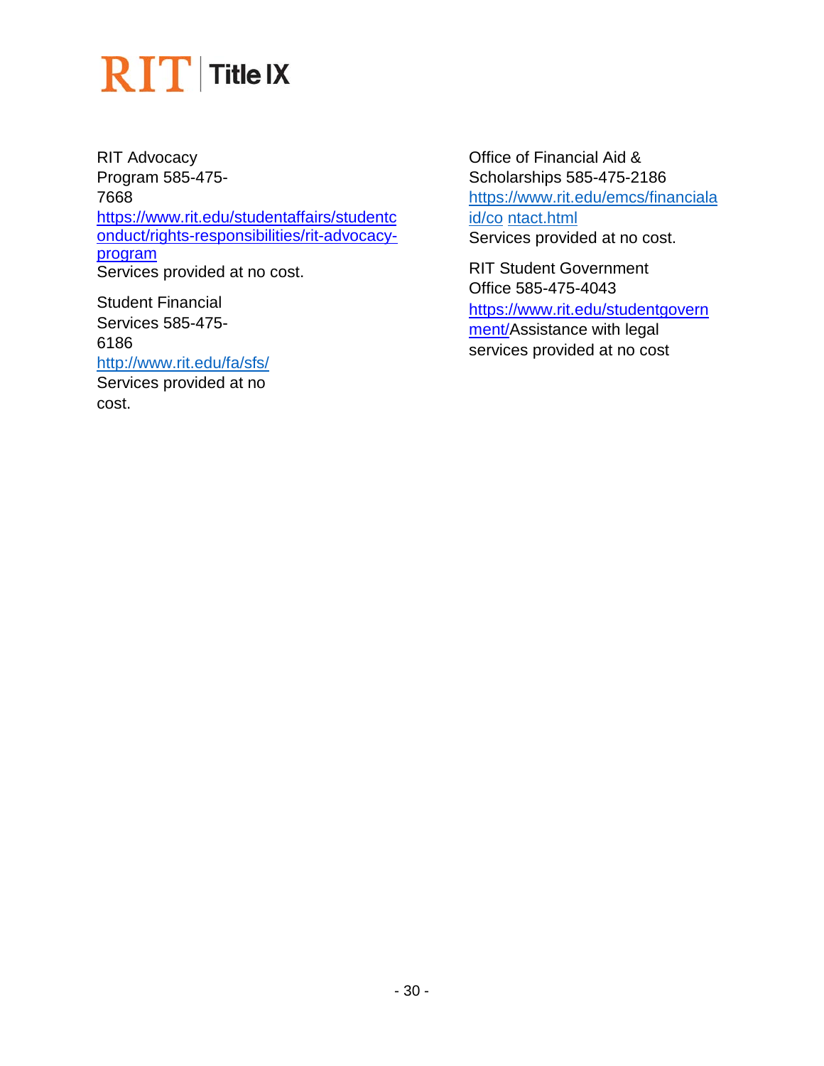RIT Advocacy Program 585-475-7668
https://www.rit.edu/studentaffairs/studentconduct/rights-responsibilities/rit-advocacy-program
Services provided at no cost.

Student Financial Services 585-475-6186
http://www.rit.edu/fa/sfs/
Services provided at no cost.

Office of Financial Aid & Scholarships 585-475-2186
https://www.rit.edu/emcs/financialaid/co ntact.html
Services provided at no cost.

RIT Student Government Office 585-475-4043
https://www.rit.edu/studentgovernment/Assistance with legal services provided at no cost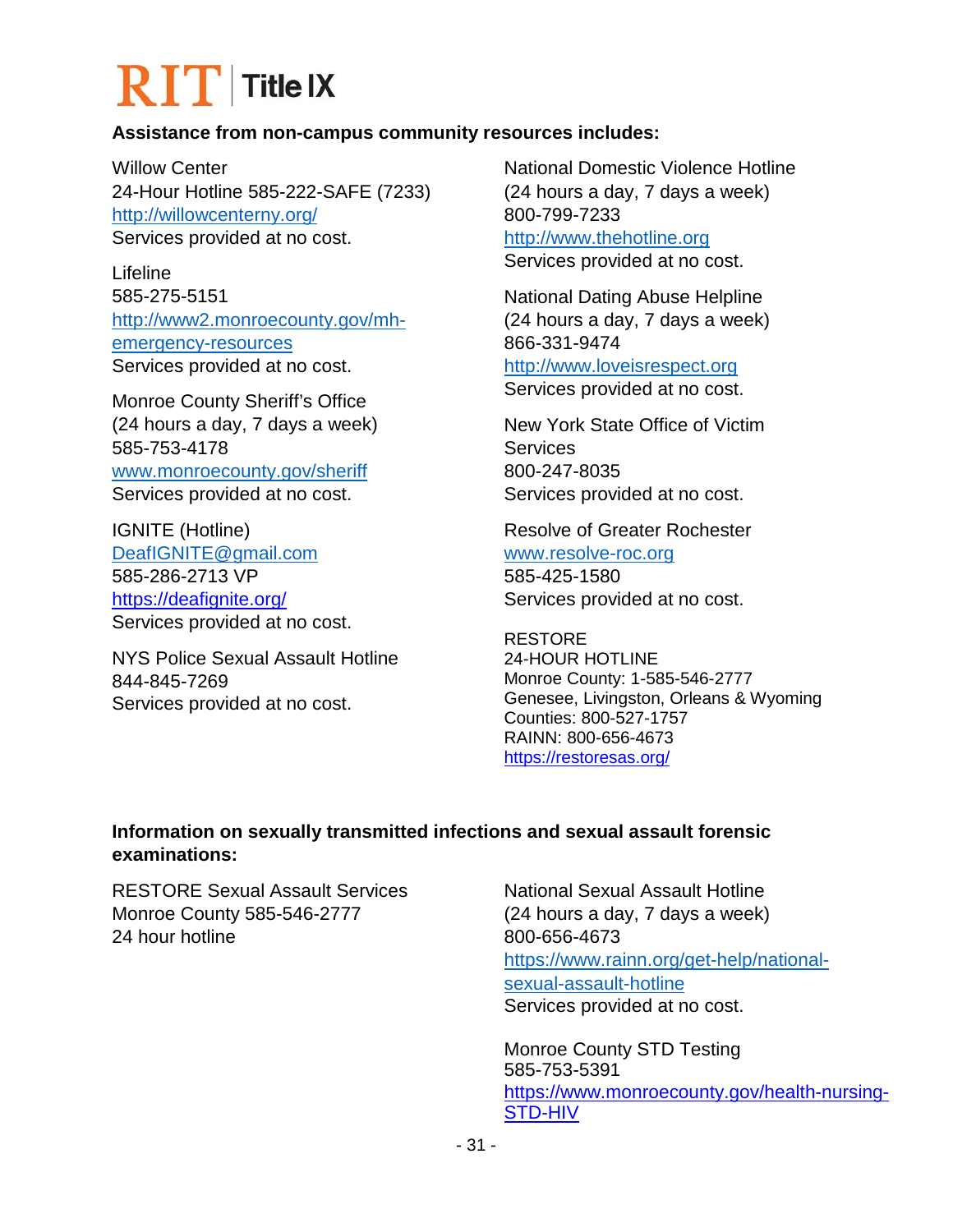**Assistance from non-campus community resources includes:**

Willow Center
24-Hour Hotline 585-222-SAFE (7233)
http://willowcenterny.org/
Services provided at no cost.

Lifeline
585-275-5151
http://www2.monroecounty.gov/mh-emergency-resources
Services provided at no cost.

Monroe County Sheriff's Office
(24 hours a day, 7 days a week)
585-753-4178
www.monroecounty.gov/sheriff
Services provided at no cost.

IGNITE (Hotline)
DeafIGNITE@gmail.com
585-286-2713 VP
https://deafignite.org/
Services provided at no cost.

NYS Police Sexual Assault Hotline
844-845-7269
Services provided at no cost.

National Domestic Violence Hotline
(24 hours a day, 7 days a week)
800-799-7233
http://www.thehotline.org
Services provided at no cost.

National Dating Abuse Helpline
(24 hours a day, 7 days a week)
866-331-9474
http://www.loveisrespect.org
Services provided at no cost.

New York State Office of Victim Services
800-247-8035
Services provided at no cost.

Resolve of Greater Rochester
www.resolve-roc.org
585-425-1580
Services provided at no cost.

RESTORE
24-HOUR HOTLINE
Monroe County: 1-585-546-2777
Genesee, Livingston, Orleans & Wyoming Counties: 800-527-1757
RAINN: 800-656-4673
https://restoresas.org/

**Information on sexually transmitted infections and sexual assault forensic examinations:**

RESTORE Sexual Assault Services
Monroe County 585-546-2777
24 hour hotline

National Sexual Assault Hotline
(24 hours a day, 7 days a week)
800-656-4673
https://www.rainn.org/get-help/national-sexual-assault-hotline
Services provided at no cost.

Monroe County STD Testing
585-753-5391
https://www.monroecounty.gov/health-nursing-STD-HIV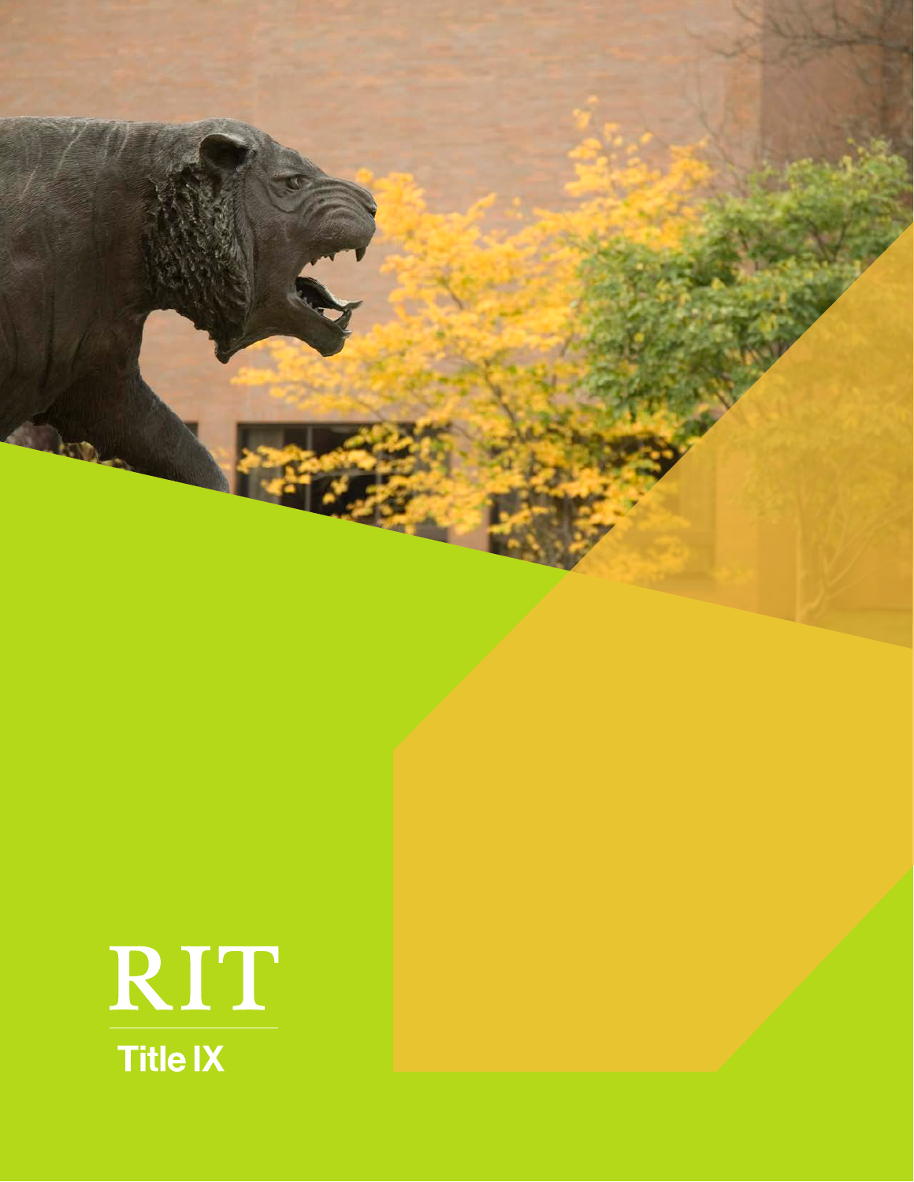RIT

Title IX